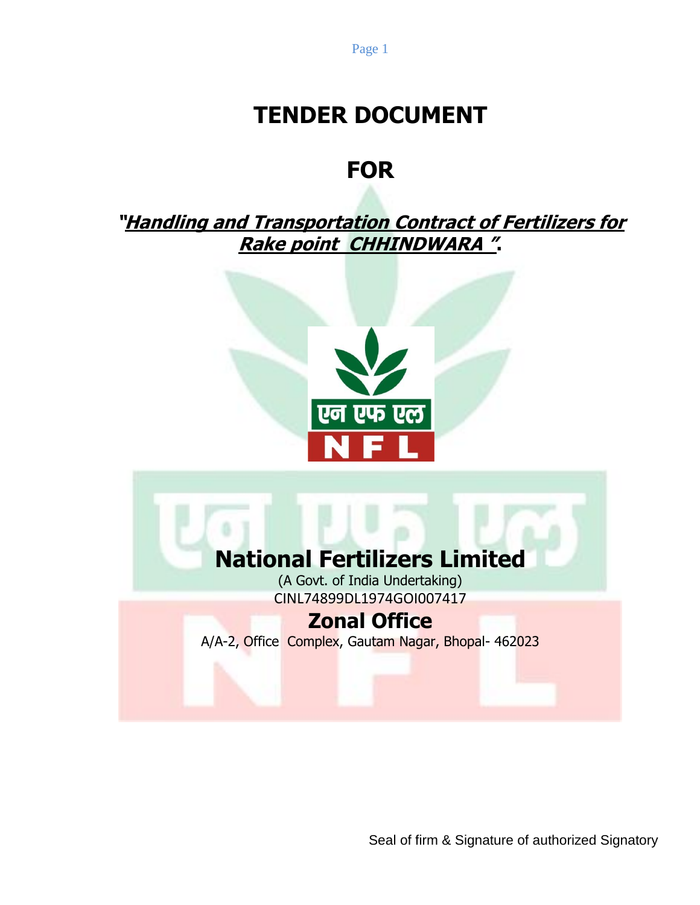# TENDER DOCUMENT

# FOR

***"Handling and Transportation Contract of Fertilizers for Rake point CHHINDWARA ".***

## National Fertilizers Limited

(A Govt. of India Undertaking)
CINL74899DL1974GOI007417

## Zonal Office

A/A-2, Office Complex, Gautam Nagar, Bhopal- 462023

Seal of firm & Signature of authorized Signatory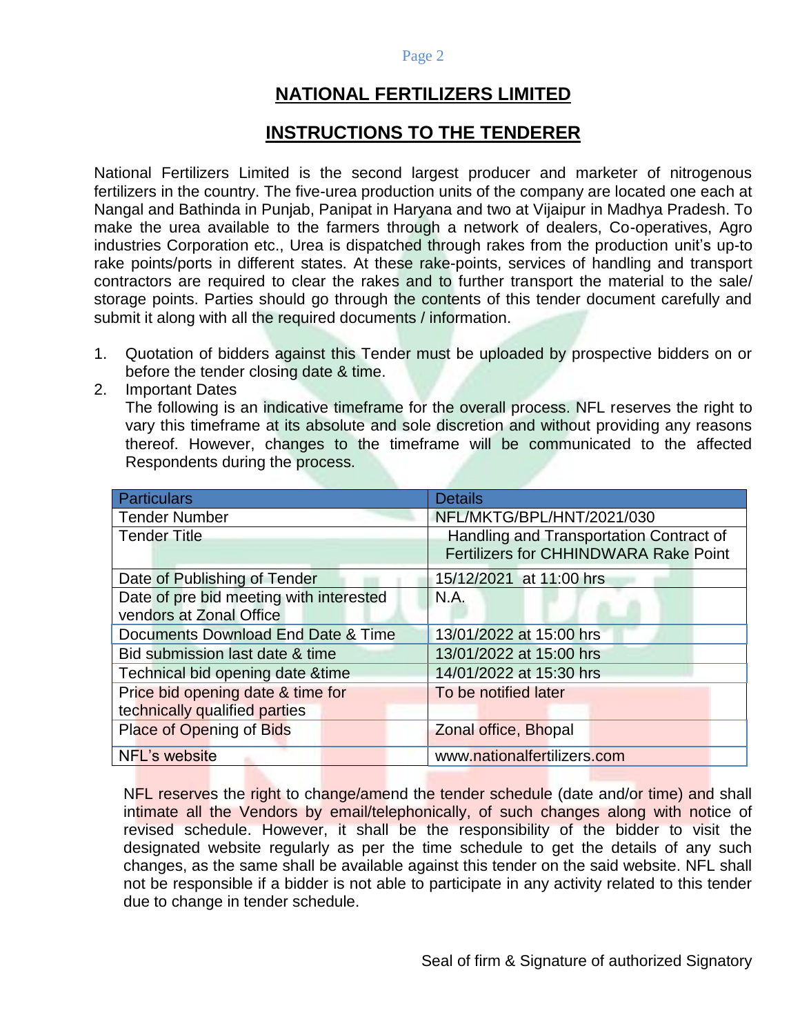# NATIONAL FERTILIZERS LIMITED

## INSTRUCTIONS TO THE TENDERER

National Fertilizers Limited is the second largest producer and marketer of nitrogenous fertilizers in the country. The five-urea production units of the company are located one each at Nangal and Bathinda in Punjab, Panipat in Haryana and two at Vijaipur in Madhya Pradesh. To make the urea available to the farmers through a network of dealers, Co-operatives, Agro industries Corporation etc., Urea is dispatched through rakes from the production unit's up-to rake points/ports in different states. At these rake-points, services of handling and transport contractors are required to clear the rakes and to further transport the material to the sale/ storage points. Parties should go through the contents of this tender document carefully and submit it along with all the required documents / information.

1. Quotation of bidders against this Tender must be uploaded by prospective bidders on or before the tender closing date & time.
2. Important Dates
   The following is an indicative timeframe for the overall process. NFL reserves the right to vary this timeframe at its absolute and sole discretion and without providing any reasons thereof. However, changes to the timeframe will be communicated to the affected Respondents during the process.

| Particulars | Details |
|---|---|
| Tender Number | NFL/MKTG/BPL/HNT/2021/030 |
| Tender Title | Handling and Transportation Contract of Fertilizers for CHHINDWARA Rake Point |
| Date of Publishing of Tender | 15/12/2021 at 11:00 hrs |
| Date of pre bid meeting with interested vendors at Zonal Office | N.A. |
| Documents Download End Date & Time | 13/01/2022 at 15:00 hrs |
| Bid submission last date & time | 13/01/2022 at 15:00 hrs |
| Technical bid opening date &time | 14/01/2022 at 15:30 hrs |
| Price bid opening date & time for technically qualified parties | To be notified later |
| Place of Opening of Bids | Zonal office, Bhopal |
| NFL's website | www.nationalfertilizers.com |

NFL reserves the right to change/amend the tender schedule (date and/or time) and shall intimate all the Vendors by email/telephonically, of such changes along with notice of revised schedule. However, it shall be the responsibility of the bidder to visit the designated website regularly as per the time schedule to get the details of any such changes, as the same shall be available against this tender on the said website. NFL shall not be responsible if a bidder is not able to participate in any activity related to this tender due to change in tender schedule.

Seal of firm & Signature of authorized Signatory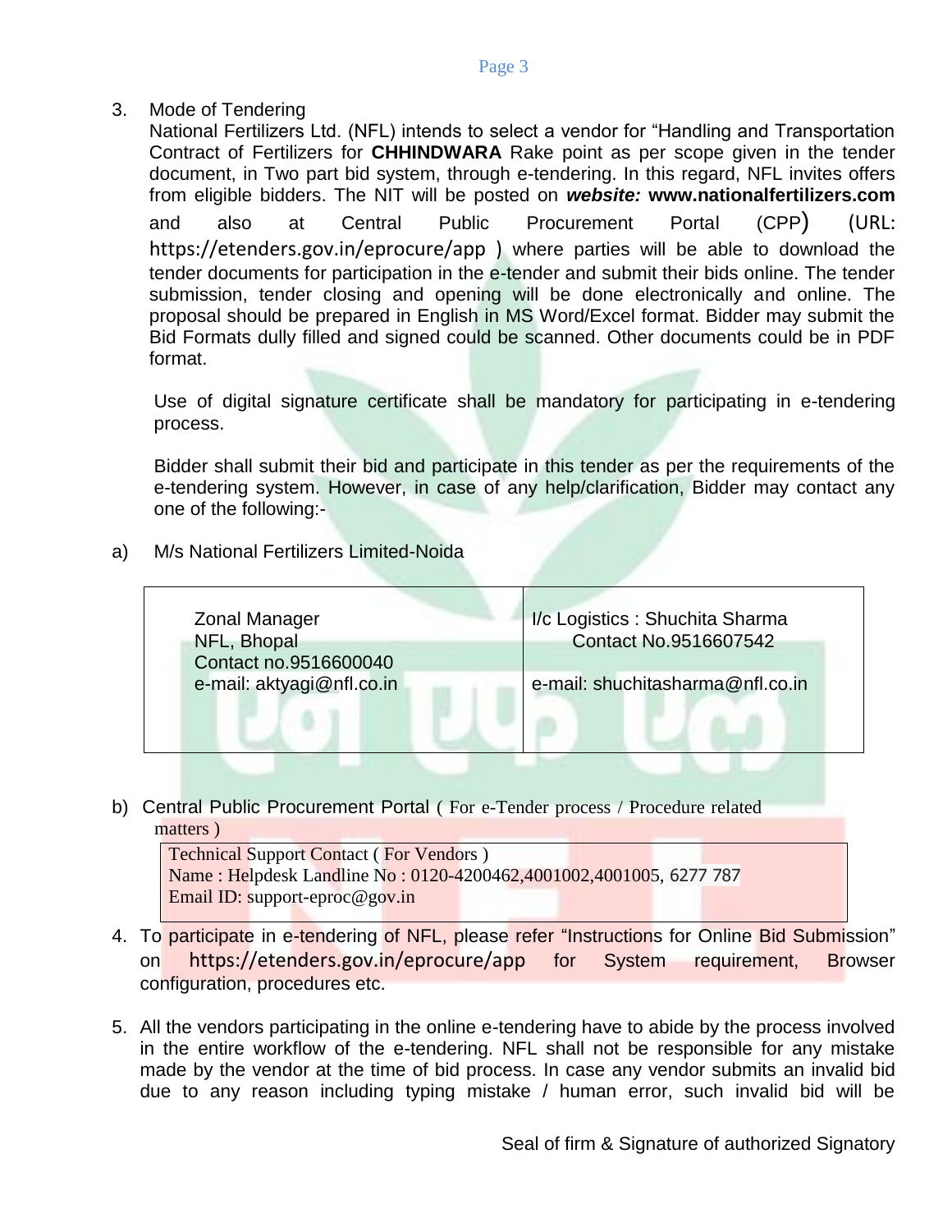3. Mode of Tendering

National Fertilizers Ltd. (NFL) intends to select a vendor for "Handling and Transportation Contract of Fertilizers for **CHHINDWARA** Rake point as per scope given in the tender document, in Two part bid system, through e-tendering. In this regard, NFL invites offers from eligible bidders. The NIT will be posted on ***website:*** **www.nationalfertilizers.com** and also at Central Public Procurement Portal (CPP) (URL: https://etenders.gov.in/eprocure/app ) where parties will be able to download the tender documents for participation in the e-tender and submit their bids online. The tender submission, tender closing and opening will be done electronically and online. The proposal should be prepared in English in MS Word/Excel format. Bidder may submit the Bid Formats dully filled and signed could be scanned. Other documents could be in PDF format.

Use of digital signature certificate shall be mandatory for participating in e-tendering process.

Bidder shall submit their bid and participate in this tender as per the requirements of the e-tendering system. However, in case of any help/clarification, Bidder may contact any one of the following:-

a) M/s National Fertilizers Limited-Noida

| | |
|---|---|
| Zonal Manager<br>NFL, Bhopal<br>Contact no.9516600040<br>e-mail: aktyagi@nfl.co.in | I/c Logistics : Shuchita Sharma<br>Contact No.9516607542<br>e-mail: shuchitasharma@nfl.co.in |

b) Central Public Procurement Portal ( For e-Tender process / Procedure related matters )

| |
|---|
| Technical Support Contact ( For Vendors )<br>Name : Helpdesk Landline No : 0120-4200462,4001002,4001005, 6277 787<br>Email ID: support-eproc@gov.in |

4. To participate in e-tendering of NFL, please refer "Instructions for Online Bid Submission" on https://etenders.gov.in/eprocure/app for System requirement, Browser configuration, procedures etc.

5. All the vendors participating in the online e-tendering have to abide by the process involved in the entire workflow of the e-tendering. NFL shall not be responsible for any mistake made by the vendor at the time of bid process. In case any vendor submits an invalid bid due to any reason including typing mistake / human error, such invalid bid will be

Seal of firm & Signature of authorized Signatory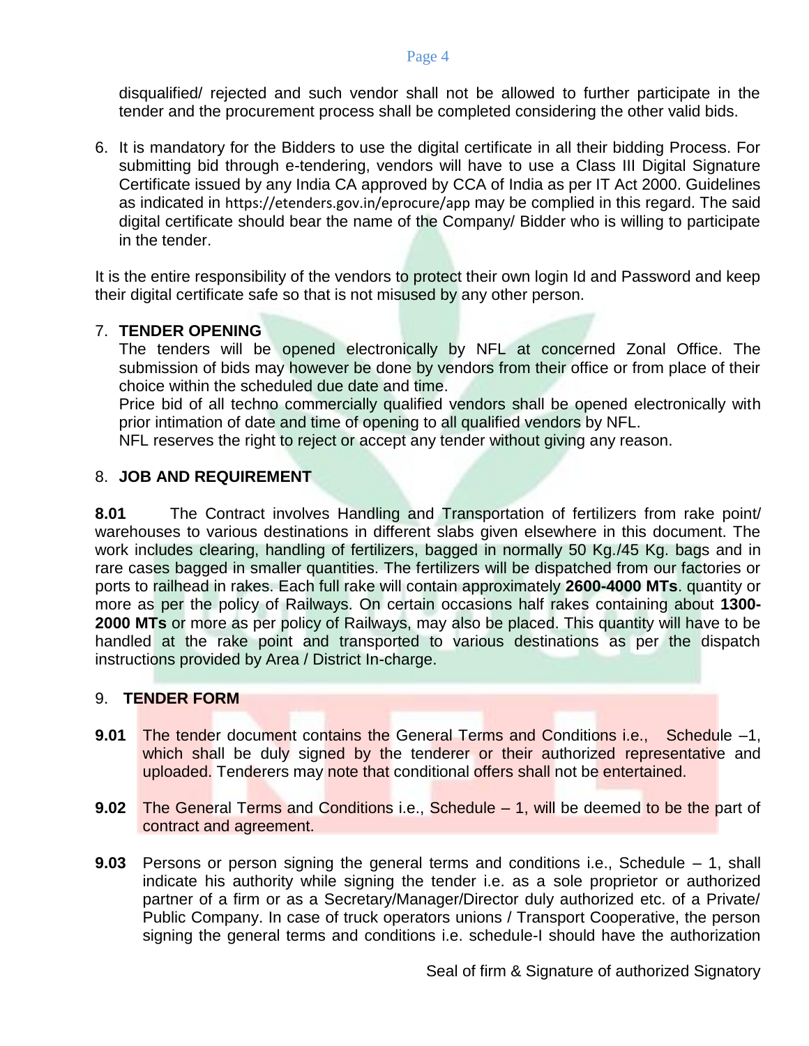disqualified/ rejected and such vendor shall not be allowed to further participate in the tender and the procurement process shall be completed considering the other valid bids.

6. It is mandatory for the Bidders to use the digital certificate in all their bidding Process. For submitting bid through e-tendering, vendors will have to use a Class III Digital Signature Certificate issued by any India CA approved by CCA of India as per IT Act 2000. Guidelines as indicated in https://etenders.gov.in/eprocure/app may be complied in this regard. The said digital certificate should bear the name of the Company/ Bidder who is willing to participate in the tender.

It is the entire responsibility of the vendors to protect their own login Id and Password and keep their digital certificate safe so that is not misused by any other person.

7. **TENDER OPENING**

   The tenders will be opened electronically by NFL at concerned Zonal Office. The submission of bids may however be done by vendors from their office or from place of their choice within the scheduled due date and time.

   Price bid of all techno commercially qualified vendors shall be opened electronically with prior intimation of date and time of opening to all qualified vendors by NFL.

   NFL reserves the right to reject or accept any tender without giving any reason.

8. **JOB AND REQUIREMENT**

**8.01** The Contract involves Handling and Transportation of fertilizers from rake point/ warehouses to various destinations in different slabs given elsewhere in this document. The work includes clearing, handling of fertilizers, bagged in normally 50 Kg./45 Kg. bags and in rare cases bagged in smaller quantities. The fertilizers will be dispatched from our factories or ports to railhead in rakes. Each full rake will contain approximately **2600-4000 MTs**. quantity or more as per the policy of Railways. On certain occasions half rakes containing about **1300-2000 MTs** or more as per policy of Railways, may also be placed. This quantity will have to be handled at the rake point and transported to various destinations as per the dispatch instructions provided by Area / District In-charge.

9. **TENDER FORM**

**9.01** The tender document contains the General Terms and Conditions i.e., Schedule –1, which shall be duly signed by the tenderer or their authorized representative and uploaded. Tenderers may note that conditional offers shall not be entertained.

**9.02** The General Terms and Conditions i.e., Schedule – 1, will be deemed to be the part of contract and agreement.

**9.03** Persons or person signing the general terms and conditions i.e., Schedule – 1, shall indicate his authority while signing the tender i.e. as a sole proprietor or authorized partner of a firm or as a Secretary/Manager/Director duly authorized etc. of a Private/ Public Company. In case of truck operators unions / Transport Cooperative, the person signing the general terms and conditions i.e. schedule-I should have the authorization

Seal of firm & Signature of authorized Signatory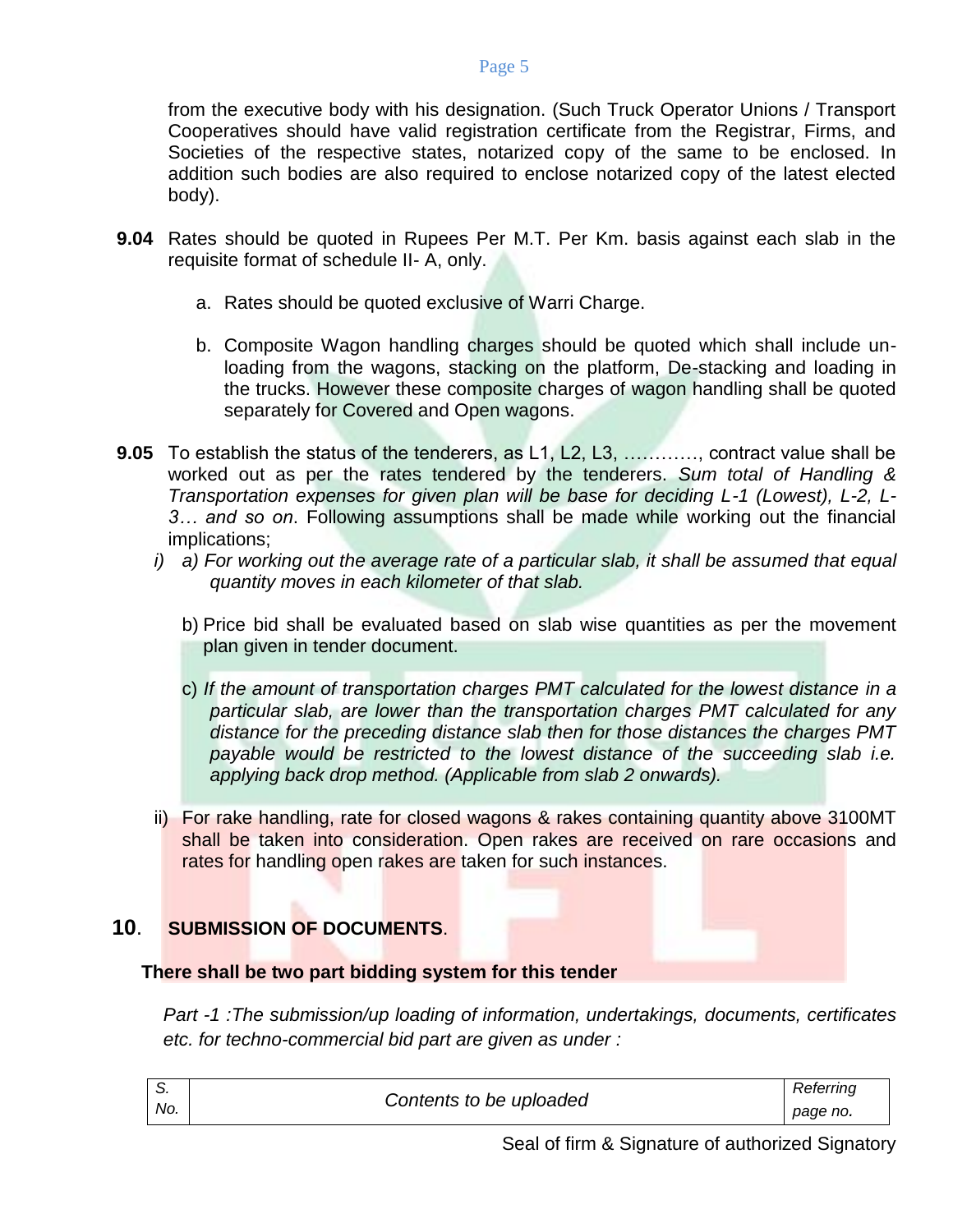from the executive body with his designation. (Such Truck Operator Unions / Transport Cooperatives should have valid registration certificate from the Registrar, Firms, and Societies of the respective states, notarized copy of the same to be enclosed. In addition such bodies are also required to enclose notarized copy of the latest elected body).

**9.04** Rates should be quoted in Rupees Per M.T. Per Km. basis against each slab in the requisite format of schedule II- A, only.

a. Rates should be quoted exclusive of Warri Charge.

b. Composite Wagon handling charges should be quoted which shall include un-loading from the wagons, stacking on the platform, De-stacking and loading in the trucks. However these composite charges of wagon handling shall be quoted separately for Covered and Open wagons.

**9.05** To establish the status of the tenderers, as L1, L2, L3, …………, contract value shall be worked out as per the rates tendered by the tenderers. *Sum total of Handling & Transportation expenses for given plan will be base for deciding L-1 (Lowest), L-2, L-3… and so on*. Following assumptions shall be made while working out the financial implications;

i) *a) For working out the average rate of a particular slab, it shall be assumed that equal quantity moves in each kilometer of that slab.*

b) Price bid shall be evaluated based on slab wise quantities as per the movement plan given in tender document.

c) *If the amount of transportation charges PMT calculated for the lowest distance in a particular slab, are lower than the transportation charges PMT calculated for any distance for the preceding distance slab then for those distances the charges PMT payable would be restricted to the lowest distance of the succeeding slab i.e. applying back drop method. (Applicable from slab 2 onwards).*

ii) For rake handling, rate for closed wagons & rakes containing quantity above 3100MT shall be taken into consideration. Open rakes are received on rare occasions and rates for handling open rakes are taken for such instances.

## 10. SUBMISSION OF DOCUMENTS.

**There shall be two part bidding system for this tender**

*Part -1 :The submission/up loading of information, undertakings, documents, certificates etc. for techno-commercial bid part are given as under :*

| *S. No.* | *Contents to be uploaded* | *Referring page no.* |
|---|---|---|

Seal of firm & Signature of authorized Signatory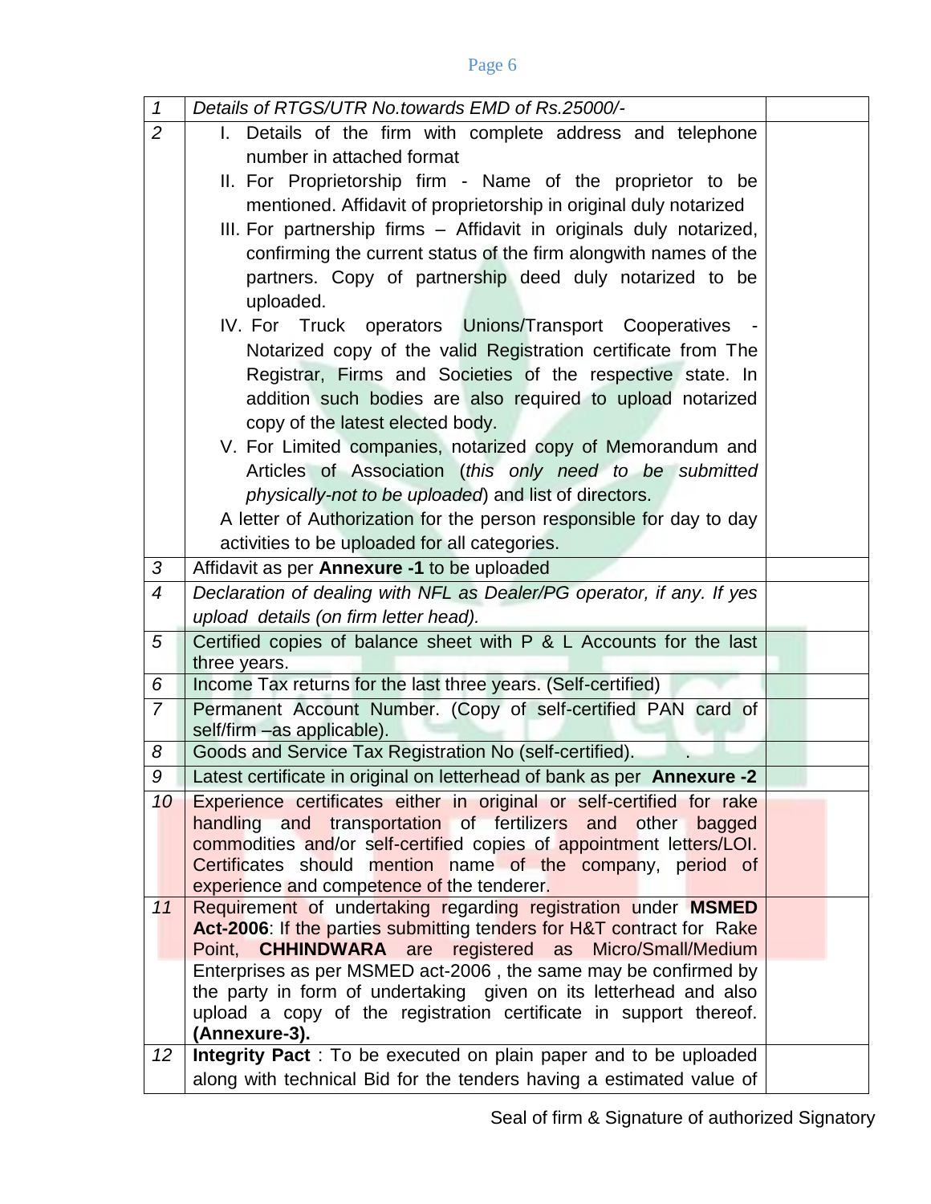| | | |
|---|---|---|
| *1* | *Details of RTGS/UTR No.towards EMD of Rs.25000/-* | |
| *2* | I. Details of the firm with complete address and telephone number in attached format<br>II. For Proprietorship firm - Name of the proprietor to be mentioned. Affidavit of proprietorship in original duly notarized<br>III. For partnership firms – Affidavit in originals duly notarized, confirming the current status of the firm alongwith names of the partners. Copy of partnership deed duly notarized to be uploaded.<br>IV. For Truck operators Unions/Transport Cooperatives - Notarized copy of the valid Registration certificate from The Registrar, Firms and Societies of the respective state. In addition such bodies are also required to upload notarized copy of the latest elected body.<br>V. For Limited companies, notarized copy of Memorandum and Articles of Association (*this only need to be submitted physically-not to be uploaded*) and list of directors.<br>A letter of Authorization for the person responsible for day to day activities to be uploaded for all categories. | |
| *3* | Affidavit as per **Annexure -1** to be uploaded | |
| *4* | *Declaration of dealing with NFL as Dealer/PG operator, if any. If yes upload details (on firm letter head).* | |
| *5* | Certified copies of balance sheet with P & L Accounts for the last three years. | |
| *6* | Income Tax returns for the last three years. (Self-certified) | |
| *7* | Permanent Account Number. (Copy of self-certified PAN card of self/firm –as applicable). | |
| *8* | Goods and Service Tax Registration No (self-certified). . | |
| *9* | Latest certificate in original on letterhead of bank as per **Annexure -2** | |
| *10* | Experience certificates either in original or self-certified for rake handling and transportation of fertilizers and other bagged commodities and/or self-certified copies of appointment letters/LOI. Certificates should mention name of the company, period of experience and competence of the tenderer. | |
| *11* | Requirement of undertaking regarding registration under **MSMED Act-2006**: If the parties submitting tenders for H&T contract for Rake Point, **CHHINDWARA** are registered as Micro/Small/Medium Enterprises as per MSMED act-2006 , the same may be confirmed by the party in form of undertaking given on its letterhead and also upload a copy of the registration certificate in support thereof. **(Annexure-3).** | |
| *12* | **Integrity Pact** : To be executed on plain paper and to be uploaded along with technical Bid for the tenders having a estimated value of | |

Seal of firm & Signature of authorized Signatory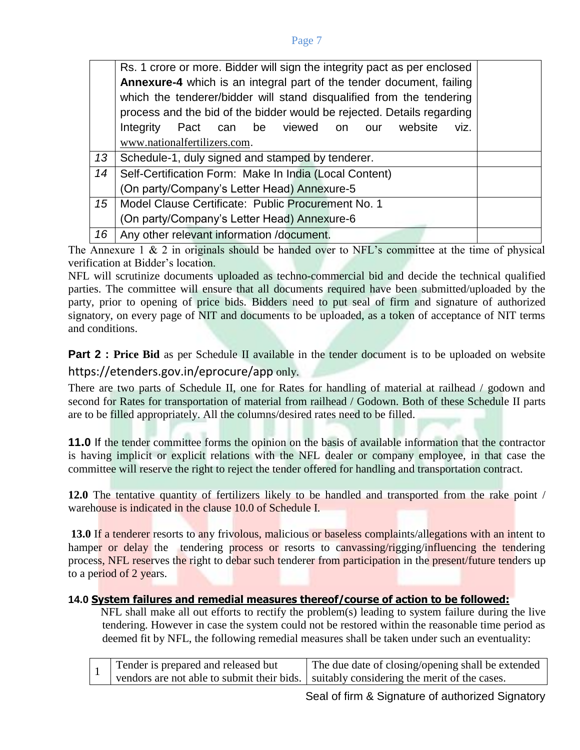| | | |
|---|---|---|
| | Rs. 1 crore or more. Bidder will sign the integrity pact as per enclosed **Annexure-4** which is an integral part of the tender document, failing which the tenderer/bidder will stand disqualified from the tendering process and the bid of the bidder would be rejected. Details regarding Integrity Pact can be viewed on our website viz. www.nationalfertilizers.com. | |
| *13* | Schedule-1, duly signed and stamped by tenderer. | |
| *14* | Self-Certification Form: Make In India (Local Content) (On party/Company's Letter Head) Annexure-5 | |
| *15* | Model Clause Certificate: Public Procurement No. 1 (On party/Company's Letter Head) Annexure-6 | |
| *16* | Any other relevant information /document. | |

The Annexure 1 & 2 in originals should be handed over to NFL's committee at the time of physical verification at Bidder's location.

NFL will scrutinize documents uploaded as techno-commercial bid and decide the technical qualified parties. The committee will ensure that all documents required have been submitted/uploaded by the party, prior to opening of price bids. Bidders need to put seal of firm and signature of authorized signatory, on every page of NIT and documents to be uploaded, as a token of acceptance of NIT terms and conditions.

**Part 2 : Price Bid** as per Schedule II available in the tender document is to be uploaded on website https://etenders.gov.in/eprocure/app only.

There are two parts of Schedule II, one for Rates for handling of material at railhead / godown and second for Rates for transportation of material from railhead / Godown. Both of these Schedule II parts are to be filled appropriately. All the columns/desired rates need to be filled.

**11.0** If the tender committee forms the opinion on the basis of available information that the contractor is having implicit or explicit relations with the NFL dealer or company employee, in that case the committee will reserve the right to reject the tender offered for handling and transportation contract.

**12.0** The tentative quantity of fertilizers likely to be handled and transported from the rake point / warehouse is indicated in the clause 10.0 of Schedule I.

**13.0** If a tenderer resorts to any frivolous, malicious or baseless complaints/allegations with an intent to hamper or delay the tendering process or resorts to canvassing/rigging/influencing the tendering process, NFL reserves the right to debar such tenderer from participation in the present/future tenders up to a period of 2 years.

**14.0 <u>System failures and remedial measures thereof/course of action to be followed:</u>**

NFL shall make all out efforts to rectify the problem(s) leading to system failure during the live tendering. However in case the system could not be restored within the reasonable time period as deemed fit by NFL, the following remedial measures shall be taken under such an eventuality:

| | | |
|---|---|---|
| 1 | Tender is prepared and released but vendors are not able to submit their bids. | The due date of closing/opening shall be extended suitably considering the merit of the cases. |

Seal of firm & Signature of authorized Signatory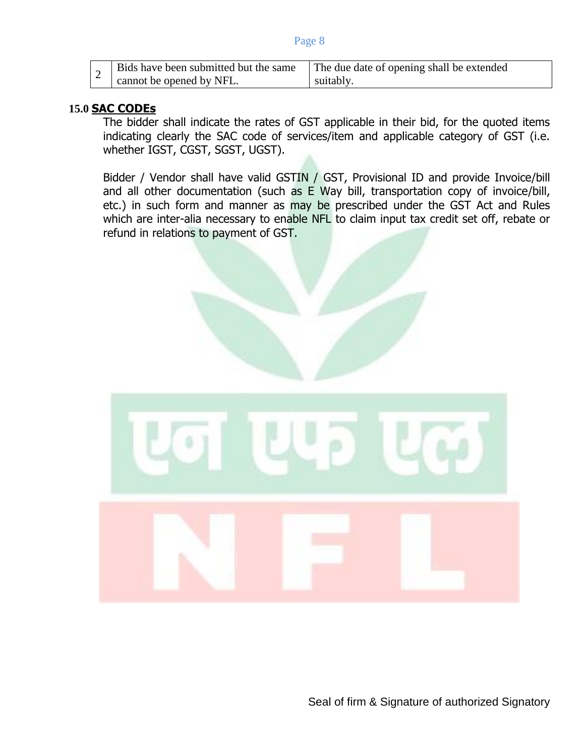| | | |
|---|---|---|
| 2 | Bids have been submitted but the same cannot be opened by NFL. | The due date of opening shall be extended suitably. |

**15.0 SAC CODEs**

The bidder shall indicate the rates of GST applicable in their bid, for the quoted items indicating clearly the SAC code of services/item and applicable category of GST (i.e. whether IGST, CGST, SGST, UGST).

Bidder / Vendor shall have valid GSTIN / GST, Provisional ID and provide Invoice/bill and all other documentation (such as E Way bill, transportation copy of invoice/bill, etc.) in such form and manner as may be prescribed under the GST Act and Rules which are inter-alia necessary to enable NFL to claim input tax credit set off, rebate or refund in relations to payment of GST.

Seal of firm & Signature of authorized Signatory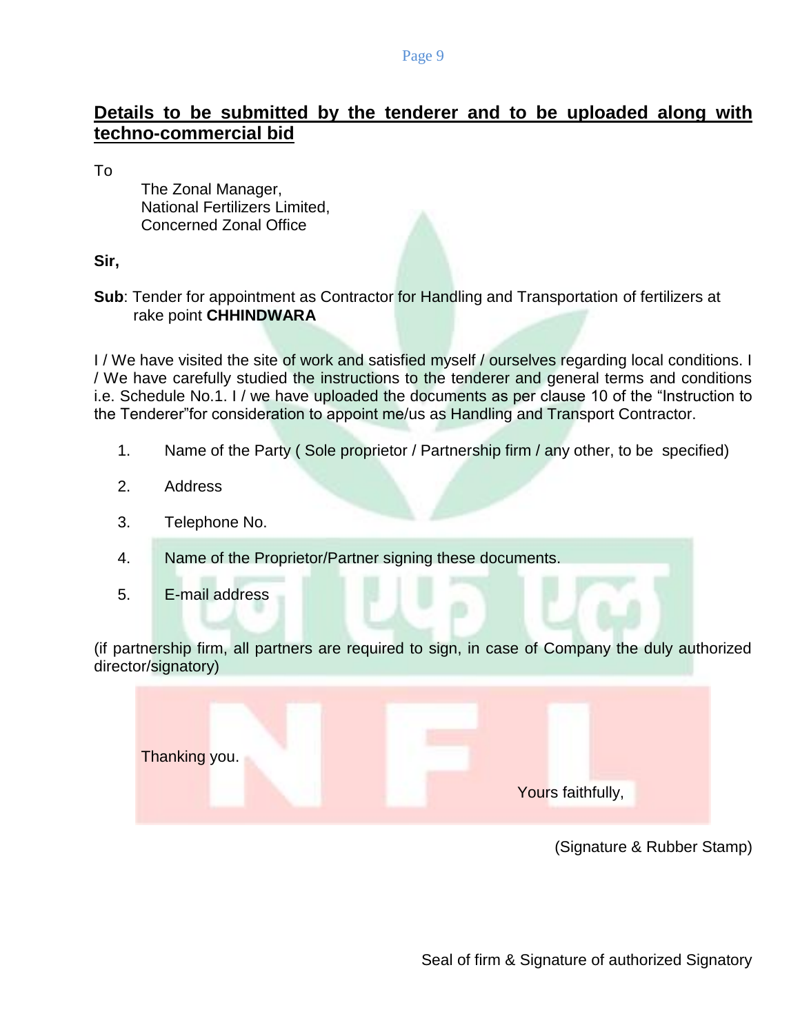## Details to be submitted by the tenderer and to be uploaded along with techno-commercial bid

To

The Zonal Manager,
National Fertilizers Limited,
Concerned Zonal Office

**Sir,**

**Sub**: Tender for appointment as Contractor for Handling and Transportation of fertilizers at rake point **CHHINDWARA**

I / We have visited the site of work and satisfied myself / ourselves regarding local conditions. I / We have carefully studied the instructions to the tenderer and general terms and conditions i.e. Schedule No.1. I / we have uploaded the documents as per clause 10 of the "Instruction to the Tenderer"for consideration to appoint me/us as Handling and Transport Contractor.

1. Name of the Party ( Sole proprietor / Partnership firm / any other, to be specified)
2. Address
3. Telephone No.
4. Name of the Proprietor/Partner signing these documents.
5. E-mail address

(if partnership firm, all partners are required to sign, in case of Company the duly authorized director/signatory)

Thanking you.

Yours faithfully,

(Signature & Rubber Stamp)

Seal of firm & Signature of authorized Signatory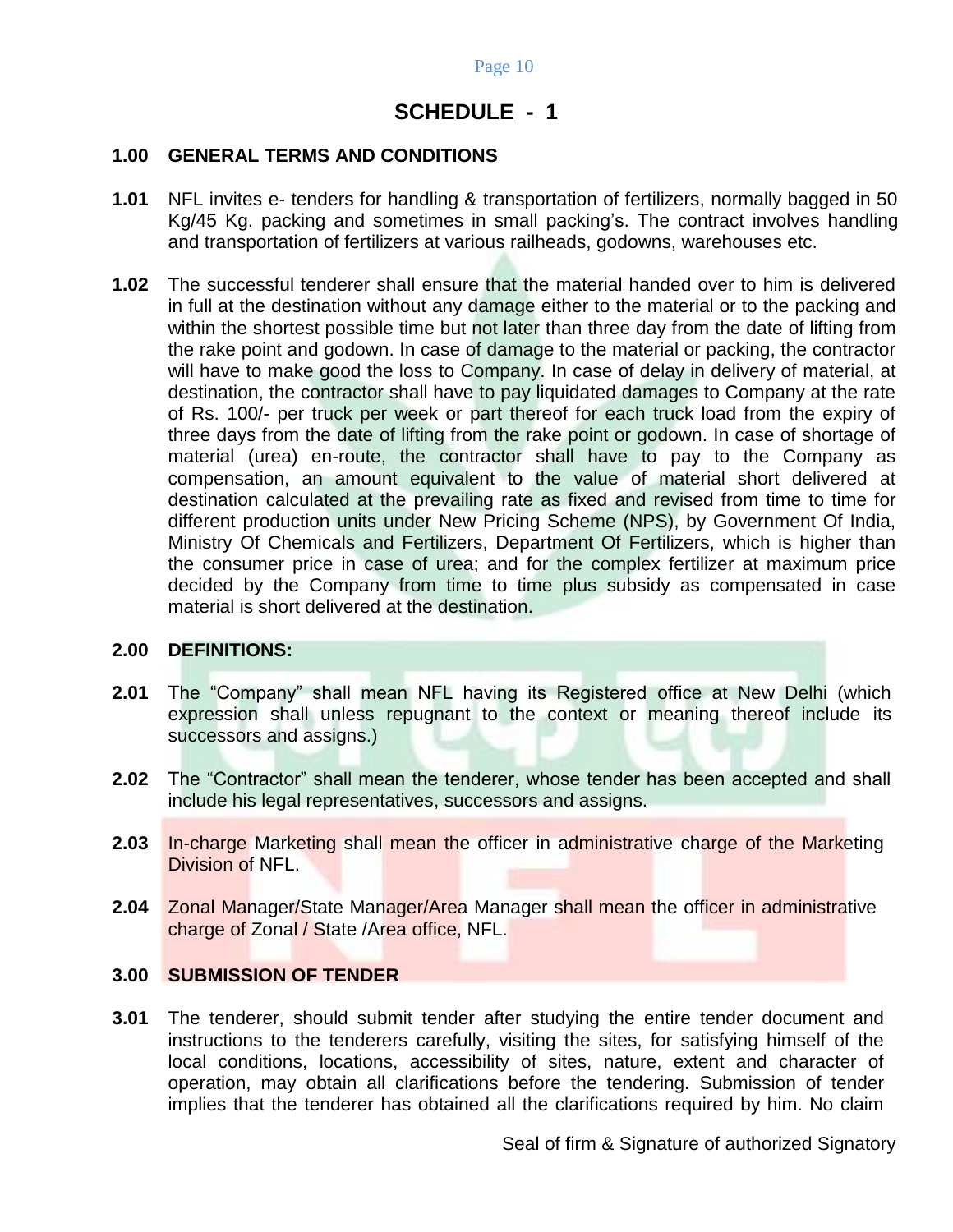# SCHEDULE - 1

## 1.00 GENERAL TERMS AND CONDITIONS

**1.01** NFL invites e- tenders for handling & transportation of fertilizers, normally bagged in 50 Kg/45 Kg. packing and sometimes in small packing's. The contract involves handling and transportation of fertilizers at various railheads, godowns, warehouses etc.

**1.02** The successful tenderer shall ensure that the material handed over to him is delivered in full at the destination without any damage either to the material or to the packing and within the shortest possible time but not later than three day from the date of lifting from the rake point and godown. In case of damage to the material or packing, the contractor will have to make good the loss to Company. In case of delay in delivery of material, at destination, the contractor shall have to pay liquidated damages to Company at the rate of Rs. 100/- per truck per week or part thereof for each truck load from the expiry of three days from the date of lifting from the rake point or godown. In case of shortage of material (urea) en-route, the contractor shall have to pay to the Company as compensation, an amount equivalent to the value of material short delivered at destination calculated at the prevailing rate as fixed and revised from time to time for different production units under New Pricing Scheme (NPS), by Government Of India, Ministry Of Chemicals and Fertilizers, Department Of Fertilizers, which is higher than the consumer price in case of urea; and for the complex fertilizer at maximum price decided by the Company from time to time plus subsidy as compensated in case material is short delivered at the destination.

## 2.00 DEFINITIONS:

**2.01** The "Company" shall mean NFL having its Registered office at New Delhi (which expression shall unless repugnant to the context or meaning thereof include its successors and assigns.)

**2.02** The "Contractor" shall mean the tenderer, whose tender has been accepted and shall include his legal representatives, successors and assigns.

**2.03** In-charge Marketing shall mean the officer in administrative charge of the Marketing Division of NFL.

**2.04** Zonal Manager/State Manager/Area Manager shall mean the officer in administrative charge of Zonal / State /Area office, NFL.

## 3.00 SUBMISSION OF TENDER

**3.01** The tenderer, should submit tender after studying the entire tender document and instructions to the tenderers carefully, visiting the sites, for satisfying himself of the local conditions, locations, accessibility of sites, nature, extent and character of operation, may obtain all clarifications before the tendering. Submission of tender implies that the tenderer has obtained all the clarifications required by him. No claim

Seal of firm & Signature of authorized Signatory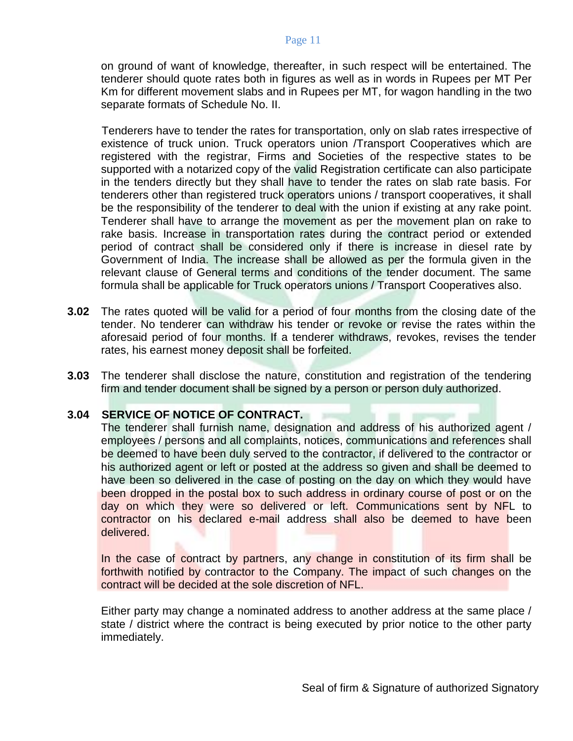on ground of want of knowledge, thereafter, in such respect will be entertained. The tenderer should quote rates both in figures as well as in words in Rupees per MT Per Km for different movement slabs and in Rupees per MT, for wagon handling in the two separate formats of Schedule No. II.

Tenderers have to tender the rates for transportation, only on slab rates irrespective of existence of truck union. Truck operators union /Transport Cooperatives which are registered with the registrar, Firms and Societies of the respective states to be supported with a notarized copy of the valid Registration certificate can also participate in the tenders directly but they shall have to tender the rates on slab rate basis. For tenderers other than registered truck operators unions / transport cooperatives, it shall be the responsibility of the tenderer to deal with the union if existing at any rake point. Tenderer shall have to arrange the movement as per the movement plan on rake to rake basis. Increase in transportation rates during the contract period or extended period of contract shall be considered only if there is increase in diesel rate by Government of India. The increase shall be allowed as per the formula given in the relevant clause of General terms and conditions of the tender document. The same formula shall be applicable for Truck operators unions / Transport Cooperatives also.

**3.02** The rates quoted will be valid for a period of four months from the closing date of the tender. No tenderer can withdraw his tender or revoke or revise the rates within the aforesaid period of four months. If a tenderer withdraws, revokes, revises the tender rates, his earnest money deposit shall be forfeited.

**3.03** The tenderer shall disclose the nature, constitution and registration of the tendering firm and tender document shall be signed by a person or person duly authorized.

**3.04 SERVICE OF NOTICE OF CONTRACT.**

The tenderer shall furnish name, designation and address of his authorized agent / employees / persons and all complaints, notices, communications and references shall be deemed to have been duly served to the contractor, if delivered to the contractor or his authorized agent or left or posted at the address so given and shall be deemed to have been so delivered in the case of posting on the day on which they would have been dropped in the postal box to such address in ordinary course of post or on the day on which they were so delivered or left. Communications sent by NFL to contractor on his declared e-mail address shall also be deemed to have been delivered.

In the case of contract by partners, any change in constitution of its firm shall be forthwith notified by contractor to the Company. The impact of such changes on the contract will be decided at the sole discretion of NFL.

Either party may change a nominated address to another address at the same place / state / district where the contract is being executed by prior notice to the other party immediately.

Seal of firm & Signature of authorized Signatory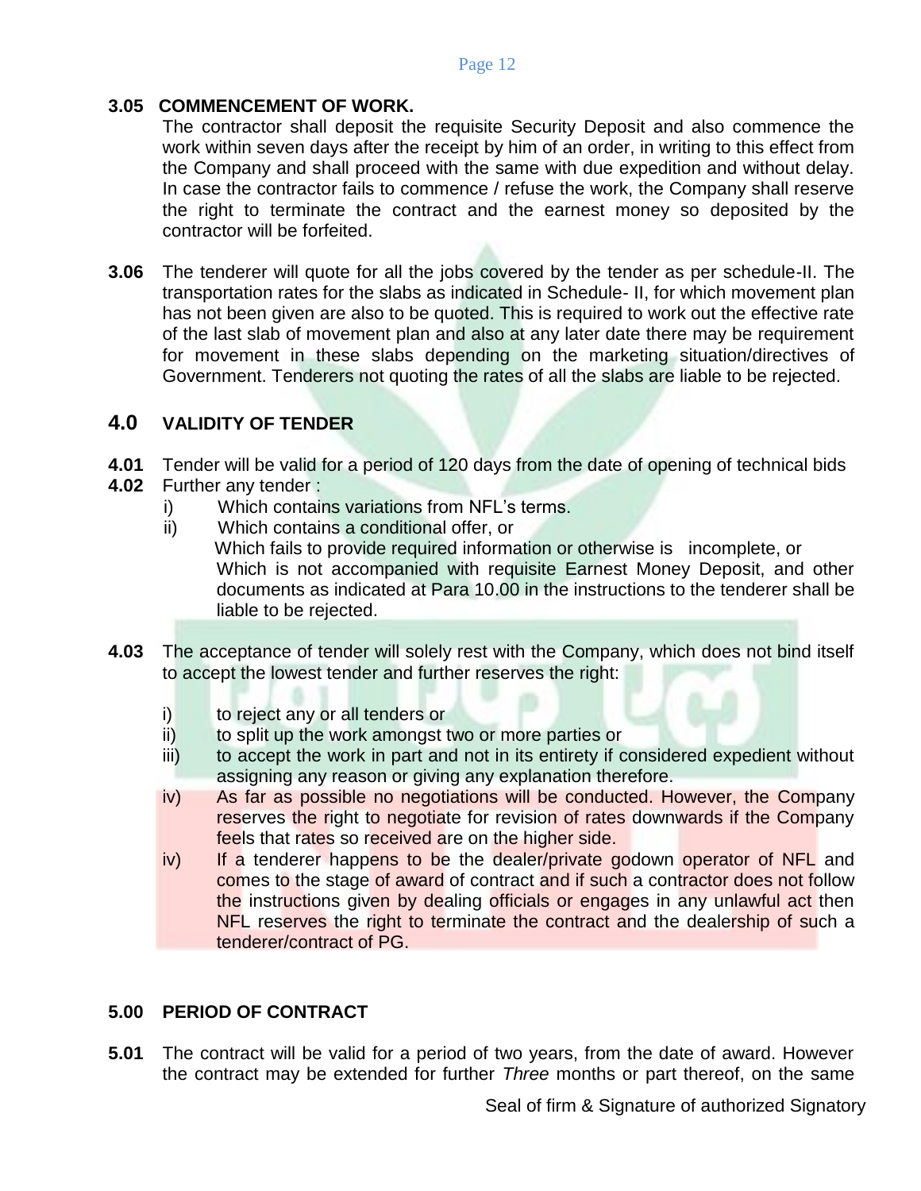### 3.05 COMMENCEMENT OF WORK.

The contractor shall deposit the requisite Security Deposit and also commence the work within seven days after the receipt by him of an order, in writing to this effect from the Company and shall proceed with the same with due expedition and without delay. In case the contractor fails to commence / refuse the work, the Company shall reserve the right to terminate the contract and the earnest money so deposited by the contractor will be forfeited.

**3.06** The tenderer will quote for all the jobs covered by the tender as per schedule-II. The transportation rates for the slabs as indicated in Schedule- II, for which movement plan has not been given are also to be quoted. This is required to work out the effective rate of the last slab of movement plan and also at any later date there may be requirement for movement in these slabs depending on the marketing situation/directives of Government. Tenderers not quoting the rates of all the slabs are liable to be rejected.

## 4.0 VALIDITY OF TENDER

**4.01** Tender will be valid for a period of 120 days from the date of opening of technical bids

**4.02** Further any tender :

i) Which contains variations from NFL's terms.

ii) Which contains a conditional offer, or

Which fails to provide required information or otherwise is incomplete, or

Which is not accompanied with requisite Earnest Money Deposit, and other documents as indicated at Para 10.00 in the instructions to the tenderer shall be liable to be rejected.

**4.03** The acceptance of tender will solely rest with the Company, which does not bind itself to accept the lowest tender and further reserves the right:

i) to reject any or all tenders or

ii) to split up the work amongst two or more parties or

iii) to accept the work in part and not in its entirety if considered expedient without assigning any reason or giving any explanation therefore.

iv) As far as possible no negotiations will be conducted. However, the Company reserves the right to negotiate for revision of rates downwards if the Company feels that rates so received are on the higher side.

iv) If a tenderer happens to be the dealer/private godown operator of NFL and comes to the stage of award of contract and if such a contractor does not follow the instructions given by dealing officials or engages in any unlawful act then NFL reserves the right to terminate the contract and the dealership of such a tenderer/contract of PG.

### 5.00 PERIOD OF CONTRACT

**5.01** The contract will be valid for a period of two years, from the date of award. However the contract may be extended for further *Three* months or part thereof, on the same

Seal of firm & Signature of authorized Signatory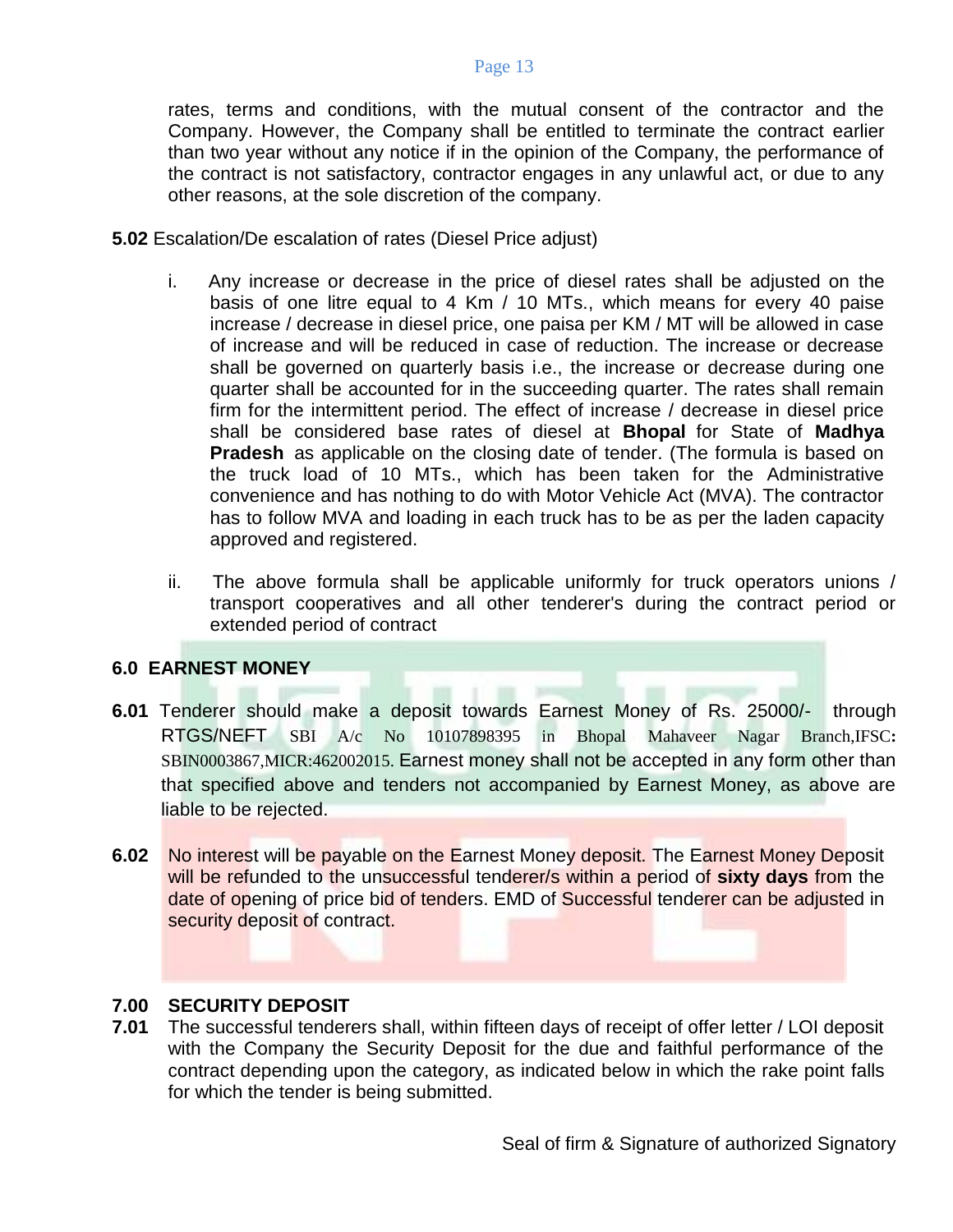rates, terms and conditions, with the mutual consent of the contractor and the Company. However, the Company shall be entitled to terminate the contract earlier than two year without any notice if in the opinion of the Company, the performance of the contract is not satisfactory, contractor engages in any unlawful act, or due to any other reasons, at the sole discretion of the company.

**5.02** Escalation/De escalation of rates (Diesel Price adjust)

i. Any increase or decrease in the price of diesel rates shall be adjusted on the basis of one litre equal to 4 Km / 10 MTs., which means for every 40 paise increase / decrease in diesel price, one paisa per KM / MT will be allowed in case of increase and will be reduced in case of reduction. The increase or decrease shall be governed on quarterly basis i.e., the increase or decrease during one quarter shall be accounted for in the succeeding quarter. The rates shall remain firm for the intermittent period. The effect of increase / decrease in diesel price shall be considered base rates of diesel at **Bhopal** for State of **Madhya Pradesh** as applicable on the closing date of tender. (The formula is based on the truck load of 10 MTs., which has been taken for the Administrative convenience and has nothing to do with Motor Vehicle Act (MVA). The contractor has to follow MVA and loading in each truck has to be as per the laden capacity approved and registered.

ii. The above formula shall be applicable uniformly for truck operators unions / transport cooperatives and all other tenderer's during the contract period or extended period of contract

## 6.0 EARNEST MONEY

**6.01** Tenderer should make a deposit towards Earnest Money of Rs. 25000/- through RTGS/NEFT SBI A/c No 10107898395 in Bhopal Mahaveer Nagar Branch,IFSC**:** SBIN0003867,MICR:462002015. Earnest money shall not be accepted in any form other than that specified above and tenders not accompanied by Earnest Money, as above are liable to be rejected.

**6.02** No interest will be payable on the Earnest Money deposit. The Earnest Money Deposit will be refunded to the unsuccessful tenderer/s within a period of **sixty days** from the date of opening of price bid of tenders. EMD of Successful tenderer can be adjusted in security deposit of contract.

## 7.00 SECURITY DEPOSIT

**7.01** The successful tenderers shall, within fifteen days of receipt of offer letter / LOI deposit with the Company the Security Deposit for the due and faithful performance of the contract depending upon the category, as indicated below in which the rake point falls for which the tender is being submitted.

Seal of firm & Signature of authorized Signatory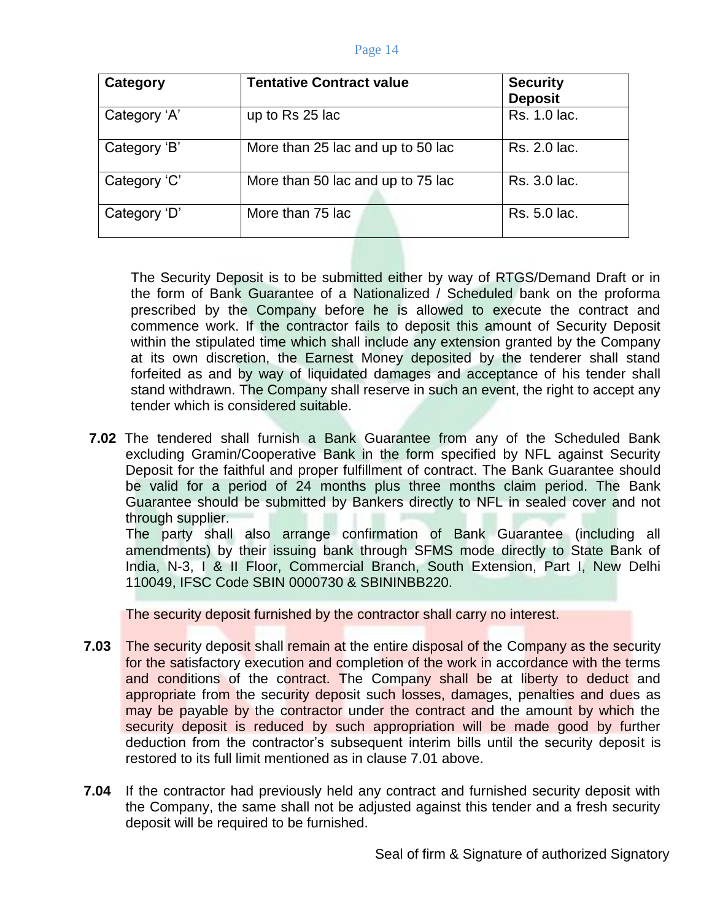| Category | Tentative Contract value | Security Deposit |
|---|---|---|
| Category 'A' | up to Rs 25 lac | Rs. 1.0 lac. |
| Category 'B' | More than 25 lac and up to 50 lac | Rs. 2.0 lac. |
| Category 'C' | More than 50 lac and up to 75 lac | Rs. 3.0 lac. |
| Category 'D' | More than 75 lac | Rs. 5.0 lac. |

The Security Deposit is to be submitted either by way of RTGS/Demand Draft or in the form of Bank Guarantee of a Nationalized / Scheduled bank on the proforma prescribed by the Company before he is allowed to execute the contract and commence work. If the contractor fails to deposit this amount of Security Deposit within the stipulated time which shall include any extension granted by the Company at its own discretion, the Earnest Money deposited by the tenderer shall stand forfeited as and by way of liquidated damages and acceptance of his tender shall stand withdrawn. The Company shall reserve in such an event, the right to accept any tender which is considered suitable.

**7.02** The tendered shall furnish a Bank Guarantee from any of the Scheduled Bank excluding Gramin/Cooperative Bank in the form specified by NFL against Security Deposit for the faithful and proper fulfillment of contract. The Bank Guarantee should be valid for a period of 24 months plus three months claim period. The Bank Guarantee should be submitted by Bankers directly to NFL in sealed cover and not through supplier.

The party shall also arrange confirmation of Bank Guarantee (including all amendments) by their issuing bank through SFMS mode directly to State Bank of India, N-3, I & II Floor, Commercial Branch, South Extension, Part I, New Delhi 110049, IFSC Code SBIN 0000730 & SBININBB220.

The security deposit furnished by the contractor shall carry no interest.

**7.03** The security deposit shall remain at the entire disposal of the Company as the security for the satisfactory execution and completion of the work in accordance with the terms and conditions of the contract. The Company shall be at liberty to deduct and appropriate from the security deposit such losses, damages, penalties and dues as may be payable by the contractor under the contract and the amount by which the security deposit is reduced by such appropriation will be made good by further deduction from the contractor's subsequent interim bills until the security deposit is restored to its full limit mentioned as in clause 7.01 above.

**7.04** If the contractor had previously held any contract and furnished security deposit with the Company, the same shall not be adjusted against this tender and a fresh security deposit will be required to be furnished.

Seal of firm & Signature of authorized Signatory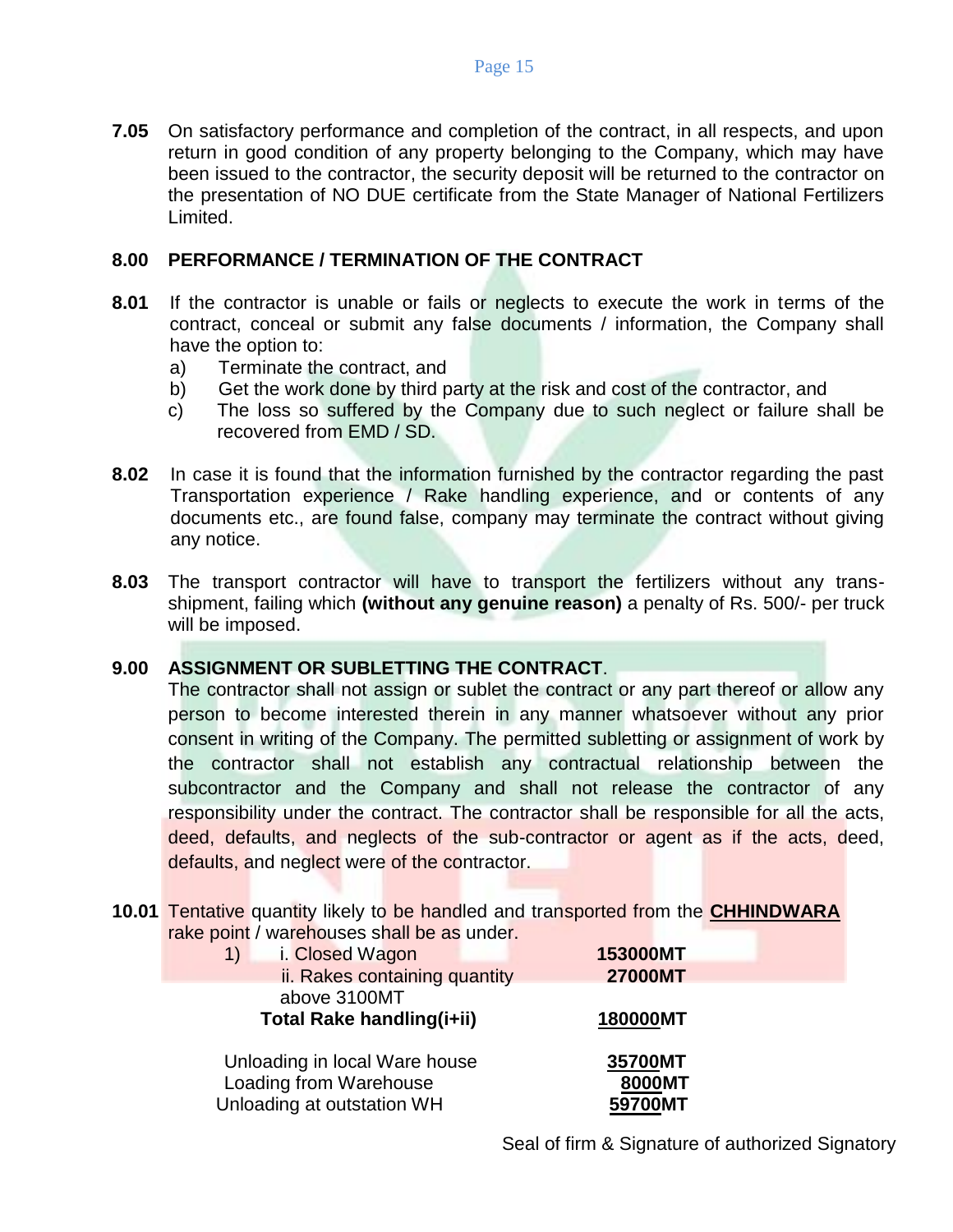**7.05** On satisfactory performance and completion of the contract, in all respects, and upon return in good condition of any property belonging to the Company, which may have been issued to the contractor, the security deposit will be returned to the contractor on the presentation of NO DUE certificate from the State Manager of National Fertilizers Limited.

## 8.00 PERFORMANCE / TERMINATION OF THE CONTRACT

**8.01** If the contractor is unable or fails or neglects to execute the work in terms of the contract, conceal or submit any false documents / information, the Company shall have the option to:

a) Terminate the contract, and
b) Get the work done by third party at the risk and cost of the contractor, and
c) The loss so suffered by the Company due to such neglect or failure shall be recovered from EMD / SD.

**8.02** In case it is found that the information furnished by the contractor regarding the past Transportation experience / Rake handling experience, and or contents of any documents etc., are found false, company may terminate the contract without giving any notice.

**8.03** The transport contractor will have to transport the fertilizers without any trans-shipment, failing which **(without any genuine reason)** a penalty of Rs. 500/- per truck will be imposed.

## 9.00 ASSIGNMENT OR SUBLETTING THE CONTRACT.

The contractor shall not assign or sublet the contract or any part thereof or allow any person to become interested therein in any manner whatsoever without any prior consent in writing of the Company. The permitted subletting or assignment of work by the contractor shall not establish any contractual relationship between the subcontractor and the Company and shall not release the contractor of any responsibility under the contract. The contractor shall be responsible for all the acts, deed, defaults, and neglects of the sub-contractor or agent as if the acts, deed, defaults, and neglect were of the contractor.

**10.01** Tentative quantity likely to be handled and transported from the **CHHINDWARA** rake point / warehouses shall be as under.

| | | |
|---|---|---|
| 1) | i. Closed Wagon | **153000MT** |
| | ii. Rakes containing quantity above 3100MT | **27000MT** |
| | **Total Rake handling(i+ii)** | **180000MT** |
| | Unloading in local Ware house | **35700MT** |
| | Loading from Warehouse | **8000MT** |
| | Unloading at outstation WH | **59700MT** |

Seal of firm & Signature of authorized Signatory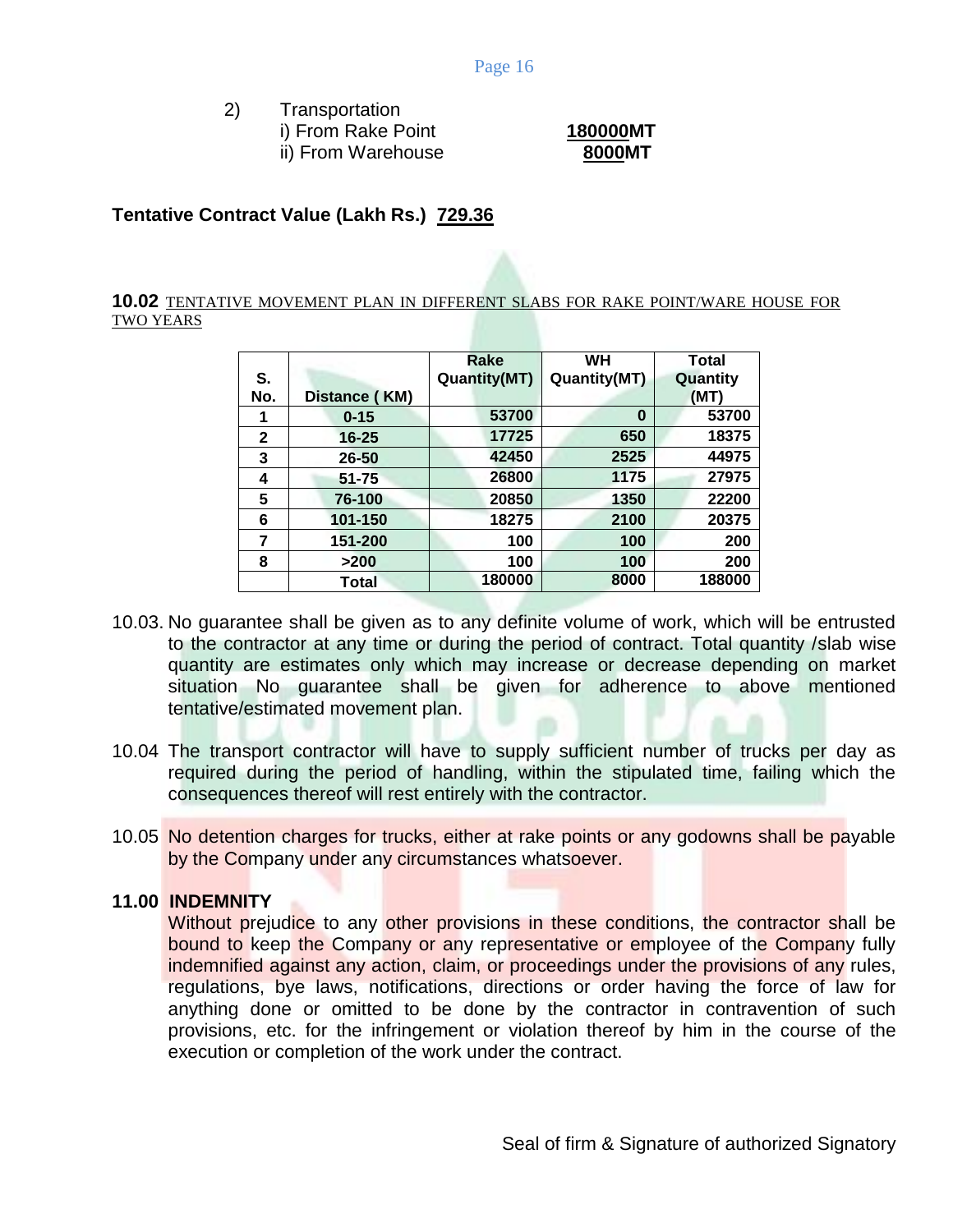2) Transportation
i) From Rake Point **180000MT**
ii) From Warehouse **8000MT**

**Tentative Contract Value (Lakh Rs.) 729.36**

**10.02** TENTATIVE MOVEMENT PLAN IN DIFFERENT SLABS FOR RAKE POINT/WARE HOUSE FOR TWO YEARS

| S. No. | Distance ( KM) | Rake Quantity(MT) | WH Quantity(MT) | Total Quantity (MT) |
|---|---|---|---|---|
| 1 | 0-15 | 53700 | 0 | 53700 |
| 2 | 16-25 | 17725 | 650 | 18375 |
| 3 | 26-50 | 42450 | 2525 | 44975 |
| 4 | 51-75 | 26800 | 1175 | 27975 |
| 5 | 76-100 | 20850 | 1350 | 22200 |
| 6 | 101-150 | 18275 | 2100 | 20375 |
| 7 | 151-200 | 100 | 100 | 200 |
| 8 | >200 | 100 | 100 | 200 |
| | Total | 180000 | 8000 | 188000 |

10.03. No guarantee shall be given as to any definite volume of work, which will be entrusted to the contractor at any time or during the period of contract. Total quantity /slab wise quantity are estimates only which may increase or decrease depending on market situation No guarantee shall be given for adherence to above mentioned tentative/estimated movement plan.

10.04 The transport contractor will have to supply sufficient number of trucks per day as required during the period of handling, within the stipulated time, failing which the consequences thereof will rest entirely with the contractor.

10.05 No detention charges for trucks, either at rake points or any godowns shall be payable by the Company under any circumstances whatsoever.

**11.00 INDEMNITY**

Without prejudice to any other provisions in these conditions, the contractor shall be bound to keep the Company or any representative or employee of the Company fully indemnified against any action, claim, or proceedings under the provisions of any rules, regulations, bye laws, notifications, directions or order having the force of law for anything done or omitted to be done by the contractor in contravention of such provisions, etc. for the infringement or violation thereof by him in the course of the execution or completion of the work under the contract.

Seal of firm & Signature of authorized Signatory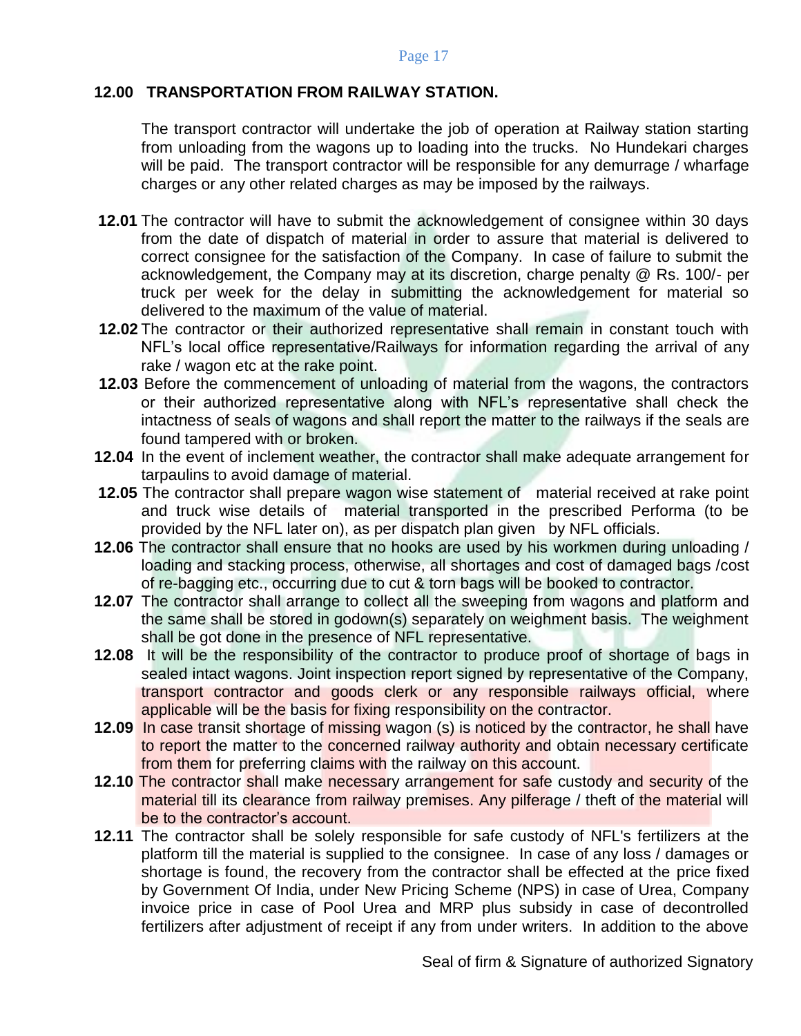## 12.00 TRANSPORTATION FROM RAILWAY STATION.

The transport contractor will undertake the job of operation at Railway station starting from unloading from the wagons up to loading into the trucks. No Hundekari charges will be paid. The transport contractor will be responsible for any demurrage / wharfage charges or any other related charges as may be imposed by the railways.

**12.01** The contractor will have to submit the acknowledgement of consignee within 30 days from the date of dispatch of material in order to assure that material is delivered to correct consignee for the satisfaction of the Company. In case of failure to submit the acknowledgement, the Company may at its discretion, charge penalty @ Rs. 100/- per truck per week for the delay in submitting the acknowledgement for material so delivered to the maximum of the value of material.

**12.02** The contractor or their authorized representative shall remain in constant touch with NFL's local office representative/Railways for information regarding the arrival of any rake / wagon etc at the rake point.

**12.03** Before the commencement of unloading of material from the wagons, the contractors or their authorized representative along with NFL's representative shall check the intactness of seals of wagons and shall report the matter to the railways if the seals are found tampered with or broken.

**12.04** In the event of inclement weather, the contractor shall make adequate arrangement for tarpaulins to avoid damage of material.

**12.05** The contractor shall prepare wagon wise statement of material received at rake point and truck wise details of material transported in the prescribed Performa (to be provided by the NFL later on), as per dispatch plan given by NFL officials.

**12.06** The contractor shall ensure that no hooks are used by his workmen during unloading / loading and stacking process, otherwise, all shortages and cost of damaged bags /cost of re-bagging etc., occurring due to cut & torn bags will be booked to contractor.

**12.07** The contractor shall arrange to collect all the sweeping from wagons and platform and the same shall be stored in godown(s) separately on weighment basis. The weighment shall be got done in the presence of NFL representative.

**12.08** It will be the responsibility of the contractor to produce proof of shortage of bags in sealed intact wagons. Joint inspection report signed by representative of the Company, transport contractor and goods clerk or any responsible railways official, where applicable will be the basis for fixing responsibility on the contractor.

**12.09** In case transit shortage of missing wagon (s) is noticed by the contractor, he shall have to report the matter to the concerned railway authority and obtain necessary certificate from them for preferring claims with the railway on this account.

**12.10** The contractor shall make necessary arrangement for safe custody and security of the material till its clearance from railway premises. Any pilferage / theft of the material will be to the contractor's account.

**12.11** The contractor shall be solely responsible for safe custody of NFL's fertilizers at the platform till the material is supplied to the consignee. In case of any loss / damages or shortage is found, the recovery from the contractor shall be effected at the price fixed by Government Of India, under New Pricing Scheme (NPS) in case of Urea, Company invoice price in case of Pool Urea and MRP plus subsidy in case of decontrolled fertilizers after adjustment of receipt if any from under writers. In addition to the above

Seal of firm & Signature of authorized Signatory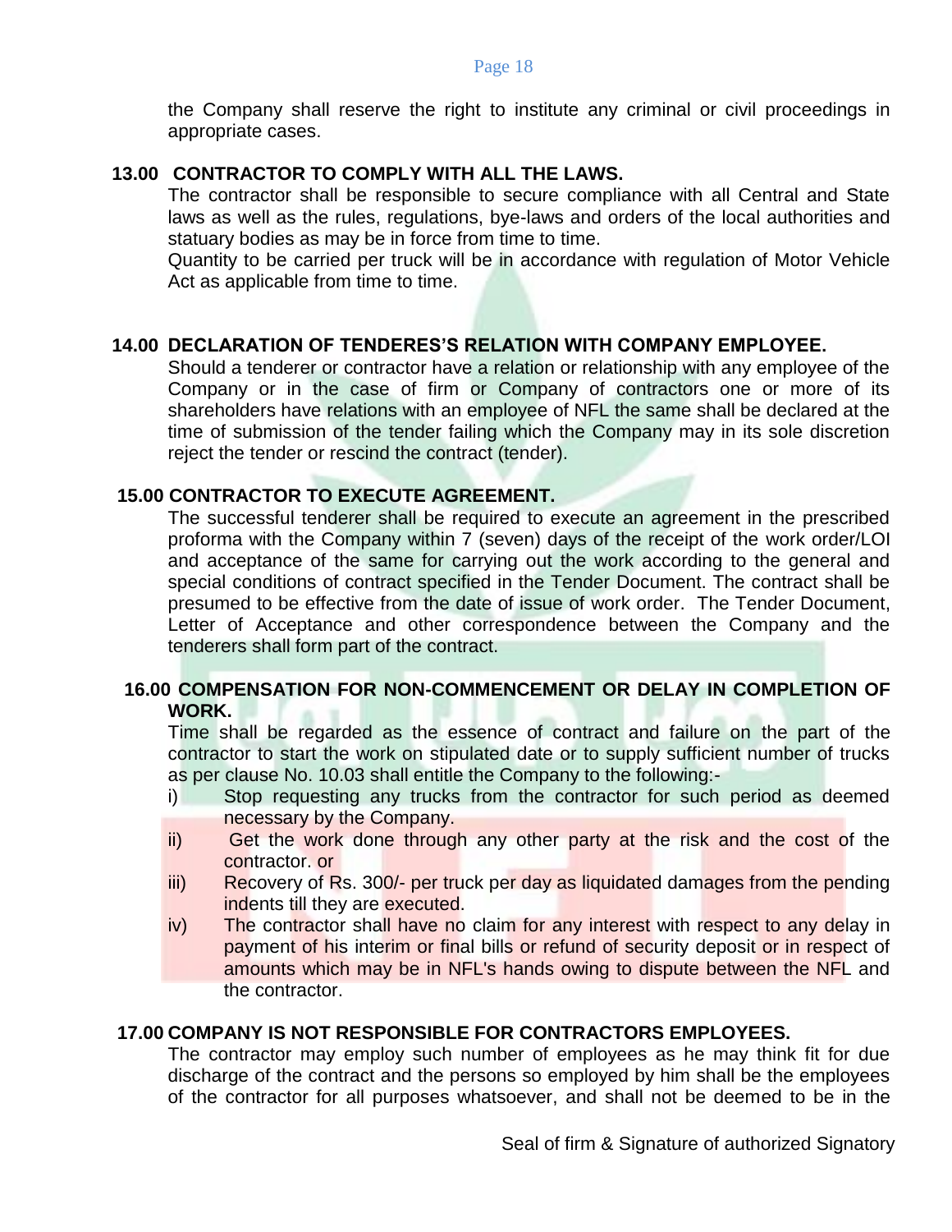the Company shall reserve the right to institute any criminal or civil proceedings in appropriate cases.

**13.00 CONTRACTOR TO COMPLY WITH ALL THE LAWS.**

The contractor shall be responsible to secure compliance with all Central and State laws as well as the rules, regulations, bye-laws and orders of the local authorities and statuary bodies as may be in force from time to time.

Quantity to be carried per truck will be in accordance with regulation of Motor Vehicle Act as applicable from time to time.

**14.00 DECLARATION OF TENDERES'S RELATION WITH COMPANY EMPLOYEE.**

Should a tenderer or contractor have a relation or relationship with any employee of the Company or in the case of firm or Company of contractors one or more of its shareholders have relations with an employee of NFL the same shall be declared at the time of submission of the tender failing which the Company may in its sole discretion reject the tender or rescind the contract (tender).

**15.00 CONTRACTOR TO EXECUTE AGREEMENT.**

The successful tenderer shall be required to execute an agreement in the prescribed proforma with the Company within 7 (seven) days of the receipt of the work order/LOI and acceptance of the same for carrying out the work according to the general and special conditions of contract specified in the Tender Document. The contract shall be presumed to be effective from the date of issue of work order. The Tender Document, Letter of Acceptance and other correspondence between the Company and the tenderers shall form part of the contract.

**16.00 COMPENSATION FOR NON-COMMENCEMENT OR DELAY IN COMPLETION OF WORK.**

Time shall be regarded as the essence of contract and failure on the part of the contractor to start the work on stipulated date or to supply sufficient number of trucks as per clause No. 10.03 shall entitle the Company to the following:-

i) Stop requesting any trucks from the contractor for such period as deemed necessary by the Company.

ii) Get the work done through any other party at the risk and the cost of the contractor. or

iii) Recovery of Rs. 300/- per truck per day as liquidated damages from the pending indents till they are executed.

iv) The contractor shall have no claim for any interest with respect to any delay in payment of his interim or final bills or refund of security deposit or in respect of amounts which may be in NFL's hands owing to dispute between the NFL and the contractor.

**17.00 COMPANY IS NOT RESPONSIBLE FOR CONTRACTORS EMPLOYEES.**

The contractor may employ such number of employees as he may think fit for due discharge of the contract and the persons so employed by him shall be the employees of the contractor for all purposes whatsoever, and shall not be deemed to be in the

Seal of firm & Signature of authorized Signatory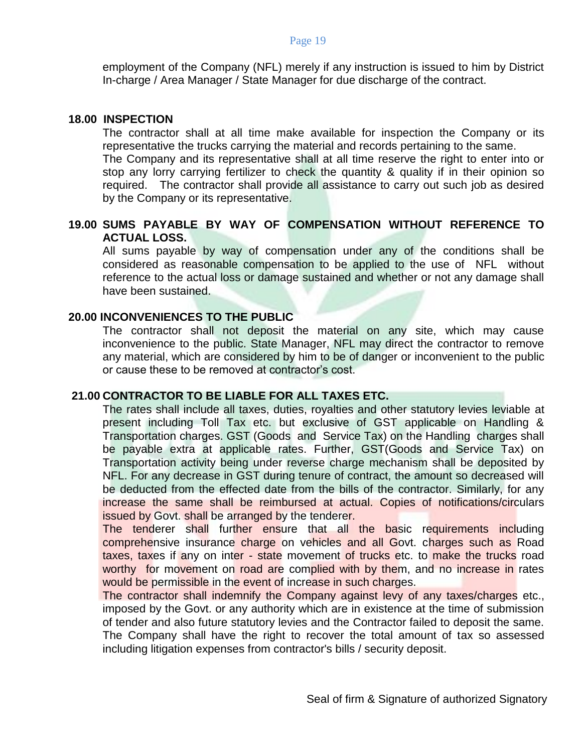employment of the Company (NFL) merely if any instruction is issued to him by District In-charge / Area Manager / State Manager for due discharge of the contract.

**18.00 INSPECTION**

The contractor shall at all time make available for inspection the Company or its representative the trucks carrying the material and records pertaining to the same.

The Company and its representative shall at all time reserve the right to enter into or stop any lorry carrying fertilizer to check the quantity & quality if in their opinion so required. The contractor shall provide all assistance to carry out such job as desired by the Company or its representative.

**19.00 SUMS PAYABLE BY WAY OF COMPENSATION WITHOUT REFERENCE TO ACTUAL LOSS.**

All sums payable by way of compensation under any of the conditions shall be considered as reasonable compensation to be applied to the use of NFL without reference to the actual loss or damage sustained and whether or not any damage shall have been sustained.

**20.00 INCONVENIENCES TO THE PUBLIC**

The contractor shall not deposit the material on any site, which may cause inconvenience to the public. State Manager, NFL may direct the contractor to remove any material, which are considered by him to be of danger or inconvenient to the public or cause these to be removed at contractor's cost.

**21.00 CONTRACTOR TO BE LIABLE FOR ALL TAXES ETC.**

The rates shall include all taxes, duties, royalties and other statutory levies leviable at present including Toll Tax etc. but exclusive of GST applicable on Handling & Transportation charges. GST (Goods and Service Tax) on the Handling charges shall be payable extra at applicable rates. Further, GST(Goods and Service Tax) on Transportation activity being under reverse charge mechanism shall be deposited by NFL. For any decrease in GST during tenure of contract, the amount so decreased will be deducted from the effected date from the bills of the contractor. Similarly, for any increase the same shall be reimbursed at actual. Copies of notifications/circulars issued by Govt. shall be arranged by the tenderer.

The tenderer shall further ensure that all the basic requirements including comprehensive insurance charge on vehicles and all Govt. charges such as Road taxes, taxes if any on inter - state movement of trucks etc. to make the trucks road worthy for movement on road are complied with by them, and no increase in rates would be permissible in the event of increase in such charges.

The contractor shall indemnify the Company against levy of any taxes/charges etc., imposed by the Govt. or any authority which are in existence at the time of submission of tender and also future statutory levies and the Contractor failed to deposit the same. The Company shall have the right to recover the total amount of tax so assessed including litigation expenses from contractor's bills / security deposit.

Seal of firm & Signature of authorized Signatory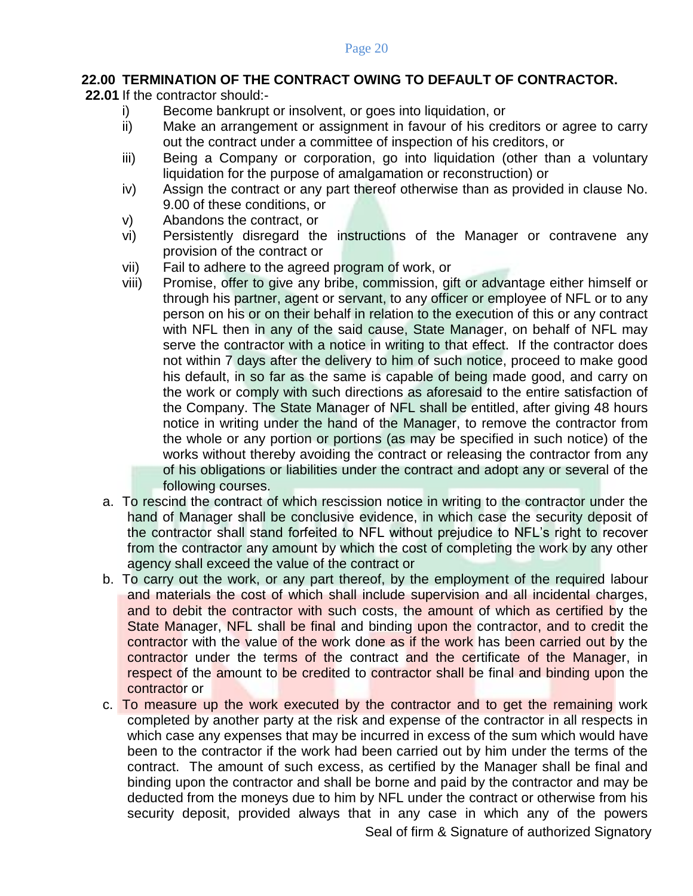## 22.00 TERMINATION OF THE CONTRACT OWING TO DEFAULT OF CONTRACTOR.

**22.01** If the contractor should:-

i) Become bankrupt or insolvent, or goes into liquidation, or

ii) Make an arrangement or assignment in favour of his creditors or agree to carry out the contract under a committee of inspection of his creditors, or

iii) Being a Company or corporation, go into liquidation (other than a voluntary liquidation for the purpose of amalgamation or reconstruction) or

iv) Assign the contract or any part thereof otherwise than as provided in clause No. 9.00 of these conditions, or

v) Abandons the contract, or

vi) Persistently disregard the instructions of the Manager or contravene any provision of the contract or

vii) Fail to adhere to the agreed program of work, or

viii) Promise, offer to give any bribe, commission, gift or advantage either himself or through his partner, agent or servant, to any officer or employee of NFL or to any person on his or on their behalf in relation to the execution of this or any contract with NFL then in any of the said cause, State Manager, on behalf of NFL may serve the contractor with a notice in writing to that effect. If the contractor does not within 7 days after the delivery to him of such notice, proceed to make good his default, in so far as the same is capable of being made good, and carry on the work or comply with such directions as aforesaid to the entire satisfaction of the Company. The State Manager of NFL shall be entitled, after giving 48 hours notice in writing under the hand of the Manager, to remove the contractor from the whole or any portion or portions (as may be specified in such notice) of the works without thereby avoiding the contract or releasing the contractor from any of his obligations or liabilities under the contract and adopt any or several of the following courses.

a. To rescind the contract of which rescission notice in writing to the contractor under the hand of Manager shall be conclusive evidence, in which case the security deposit of the contractor shall stand forfeited to NFL without prejudice to NFL's right to recover from the contractor any amount by which the cost of completing the work by any other agency shall exceed the value of the contract or

b. To carry out the work, or any part thereof, by the employment of the required labour and materials the cost of which shall include supervision and all incidental charges, and to debit the contractor with such costs, the amount of which as certified by the State Manager, NFL shall be final and binding upon the contractor, and to credit the contractor with the value of the work done as if the work has been carried out by the contractor under the terms of the contract and the certificate of the Manager, in respect of the amount to be credited to contractor shall be final and binding upon the contractor or

c. To measure up the work executed by the contractor and to get the remaining work completed by another party at the risk and expense of the contractor in all respects in which case any expenses that may be incurred in excess of the sum which would have been to the contractor if the work had been carried out by him under the terms of the contract. The amount of such excess, as certified by the Manager shall be final and binding upon the contractor and shall be borne and paid by the contractor and may be deducted from the moneys due to him by NFL under the contract or otherwise from his security deposit, provided always that in any case in which any of the powers

Seal of firm & Signature of authorized Signatory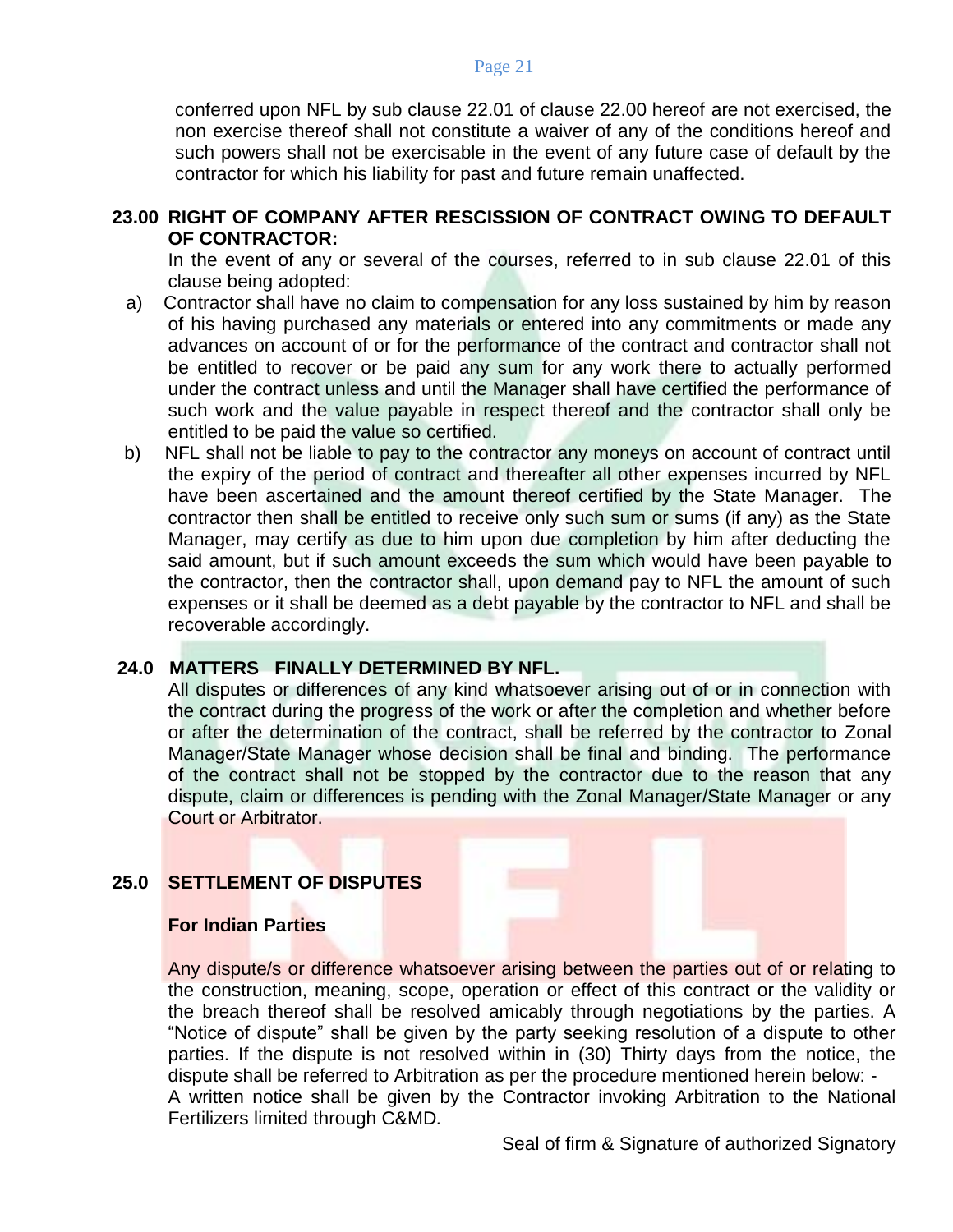conferred upon NFL by sub clause 22.01 of clause 22.00 hereof are not exercised, the non exercise thereof shall not constitute a waiver of any of the conditions hereof and such powers shall not be exercisable in the event of any future case of default by the contractor for which his liability for past and future remain unaffected.

**23.00 RIGHT OF COMPANY AFTER RESCISSION OF CONTRACT OWING TO DEFAULT OF CONTRACTOR:**

In the event of any or several of the courses, referred to in sub clause 22.01 of this clause being adopted:

a) Contractor shall have no claim to compensation for any loss sustained by him by reason of his having purchased any materials or entered into any commitments or made any advances on account of or for the performance of the contract and contractor shall not be entitled to recover or be paid any sum for any work there to actually performed under the contract unless and until the Manager shall have certified the performance of such work and the value payable in respect thereof and the contractor shall only be entitled to be paid the value so certified.

b) NFL shall not be liable to pay to the contractor any moneys on account of contract until the expiry of the period of contract and thereafter all other expenses incurred by NFL have been ascertained and the amount thereof certified by the State Manager. The contractor then shall be entitled to receive only such sum or sums (if any) as the State Manager, may certify as due to him upon due completion by him after deducting the said amount, but if such amount exceeds the sum which would have been payable to the contractor, then the contractor shall, upon demand pay to NFL the amount of such expenses or it shall be deemed as a debt payable by the contractor to NFL and shall be recoverable accordingly.

**24.0 MATTERS FINALLY DETERMINED BY NFL.**

All disputes or differences of any kind whatsoever arising out of or in connection with the contract during the progress of the work or after the completion and whether before or after the determination of the contract, shall be referred by the contractor to Zonal Manager/State Manager whose decision shall be final and binding. The performance of the contract shall not be stopped by the contractor due to the reason that any dispute, claim or differences is pending with the Zonal Manager/State Manager or any Court or Arbitrator.

**25.0 SETTLEMENT OF DISPUTES**

**For Indian Parties**

Any dispute/s or difference whatsoever arising between the parties out of or relating to the construction, meaning, scope, operation or effect of this contract or the validity or the breach thereof shall be resolved amicably through negotiations by the parties. A "Notice of dispute" shall be given by the party seeking resolution of a dispute to other parties. If the dispute is not resolved within in (30) Thirty days from the notice, the dispute shall be referred to Arbitration as per the procedure mentioned herein below: -

A written notice shall be given by the Contractor invoking Arbitration to the National Fertilizers limited through C&MD.

Seal of firm & Signature of authorized Signatory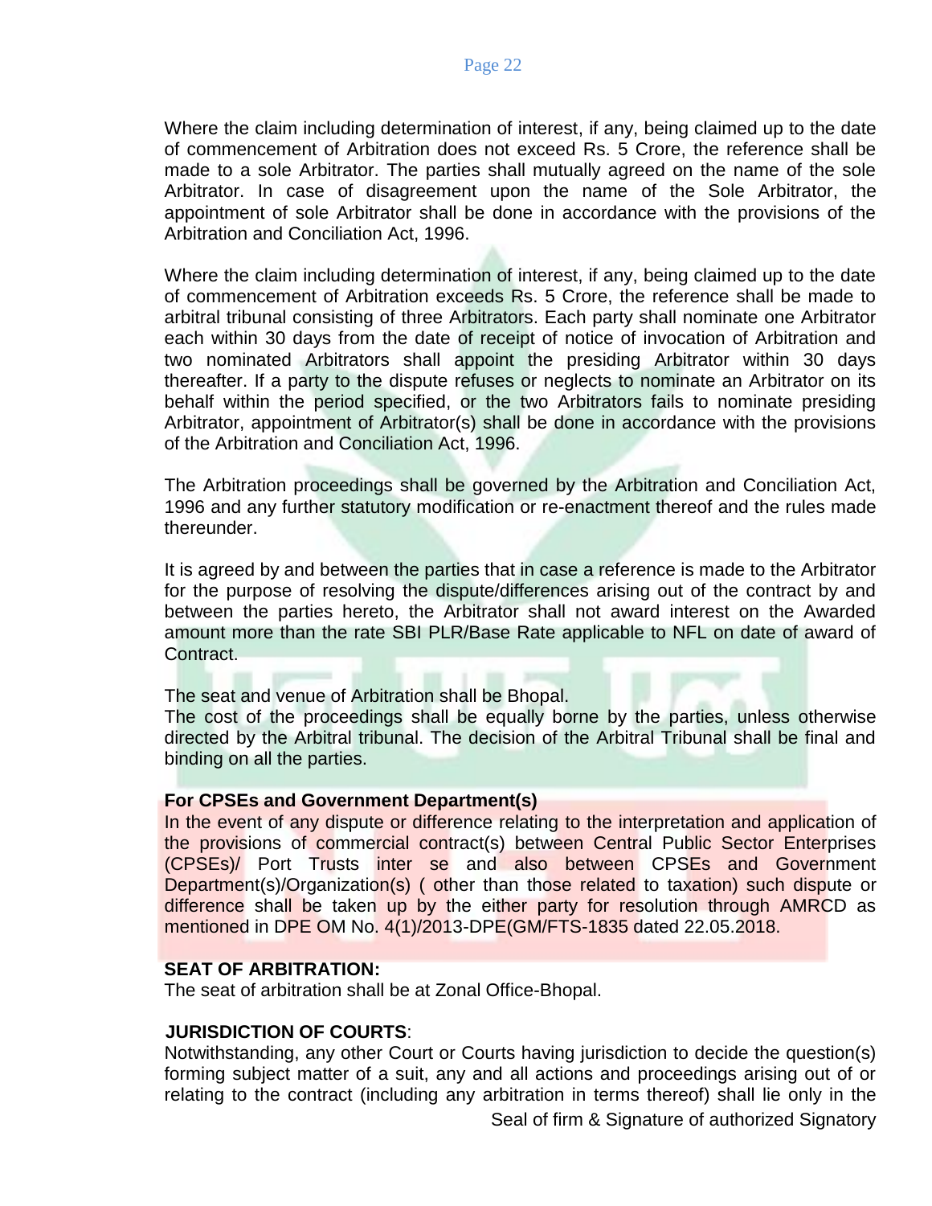Where the claim including determination of interest, if any, being claimed up to the date of commencement of Arbitration does not exceed Rs. 5 Crore, the reference shall be made to a sole Arbitrator. The parties shall mutually agreed on the name of the sole Arbitrator. In case of disagreement upon the name of the Sole Arbitrator, the appointment of sole Arbitrator shall be done in accordance with the provisions of the Arbitration and Conciliation Act, 1996.

Where the claim including determination of interest, if any, being claimed up to the date of commencement of Arbitration exceeds Rs. 5 Crore, the reference shall be made to arbitral tribunal consisting of three Arbitrators. Each party shall nominate one Arbitrator each within 30 days from the date of receipt of notice of invocation of Arbitration and two nominated Arbitrators shall appoint the presiding Arbitrator within 30 days thereafter. If a party to the dispute refuses or neglects to nominate an Arbitrator on its behalf within the period specified, or the two Arbitrators fails to nominate presiding Arbitrator, appointment of Arbitrator(s) shall be done in accordance with the provisions of the Arbitration and Conciliation Act, 1996.

The Arbitration proceedings shall be governed by the Arbitration and Conciliation Act, 1996 and any further statutory modification or re-enactment thereof and the rules made thereunder.

It is agreed by and between the parties that in case a reference is made to the Arbitrator for the purpose of resolving the dispute/differences arising out of the contract by and between the parties hereto, the Arbitrator shall not award interest on the Awarded amount more than the rate SBI PLR/Base Rate applicable to NFL on date of award of Contract.

The seat and venue of Arbitration shall be Bhopal.
The cost of the proceedings shall be equally borne by the parties, unless otherwise directed by the Arbitral tribunal. The decision of the Arbitral Tribunal shall be final and binding on all the parties.

**For CPSEs and Government Department(s)**
In the event of any dispute or difference relating to the interpretation and application of the provisions of commercial contract(s) between Central Public Sector Enterprises (CPSEs)/ Port Trusts inter se and also between CPSEs and Government Department(s)/Organization(s) ( other than those related to taxation) such dispute or difference shall be taken up by the either party for resolution through AMRCD as mentioned in DPE OM No. 4(1)/2013-DPE(GM/FTS-1835 dated 22.05.2018.

**SEAT OF ARBITRATION:**
The seat of arbitration shall be at Zonal Office-Bhopal.

**JURISDICTION OF COURTS**:
Notwithstanding, any other Court or Courts having jurisdiction to decide the question(s) forming subject matter of a suit, any and all actions and proceedings arising out of or relating to the contract (including any arbitration in terms thereof) shall lie only in the

Seal of firm & Signature of authorized Signatory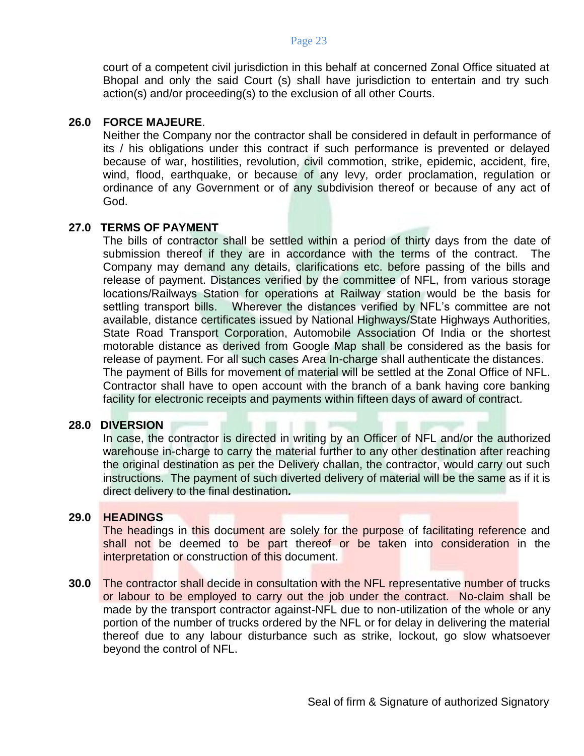court of a competent civil jurisdiction in this behalf at concerned Zonal Office situated at Bhopal and only the said Court (s) shall have jurisdiction to entertain and try such action(s) and/or proceeding(s) to the exclusion of all other Courts.

**26.0 FORCE MAJEURE**.

Neither the Company nor the contractor shall be considered in default in performance of its / his obligations under this contract if such performance is prevented or delayed because of war, hostilities, revolution, civil commotion, strike, epidemic, accident, fire, wind, flood, earthquake, or because of any levy, order proclamation, regulation or ordinance of any Government or of any subdivision thereof or because of any act of God.

**27.0 TERMS OF PAYMENT**

The bills of contractor shall be settled within a period of thirty days from the date of submission thereof if they are in accordance with the terms of the contract. The Company may demand any details, clarifications etc. before passing of the bills and release of payment. Distances verified by the committee of NFL, from various storage locations/Railways Station for operations at Railway station would be the basis for settling transport bills. Wherever the distances verified by NFL's committee are not available, distance certificates issued by National Highways/State Highways Authorities, State Road Transport Corporation, Automobile Association Of India or the shortest motorable distance as derived from Google Map shall be considered as the basis for release of payment. For all such cases Area In-charge shall authenticate the distances. The payment of Bills for movement of material will be settled at the Zonal Office of NFL. Contractor shall have to open account with the branch of a bank having core banking facility for electronic receipts and payments within fifteen days of award of contract.

**28.0 DIVERSION**

In case, the contractor is directed in writing by an Officer of NFL and/or the authorized warehouse in-charge to carry the material further to any other destination after reaching the original destination as per the Delivery challan, the contractor, would carry out such instructions. The payment of such diverted delivery of material will be the same as if it is direct delivery to the final destination***.***

**29.0 HEADINGS**

The headings in this document are solely for the purpose of facilitating reference and shall not be deemed to be part thereof or be taken into consideration in the interpretation or construction of this document.

**30.0** The contractor shall decide in consultation with the NFL representative number of trucks or labour to be employed to carry out the job under the contract. No-claim shall be made by the transport contractor against-NFL due to non-utilization of the whole or any portion of the number of trucks ordered by the NFL or for delay in delivering the material thereof due to any labour disturbance such as strike, lockout, go slow whatsoever beyond the control of NFL.

Seal of firm & Signature of authorized Signatory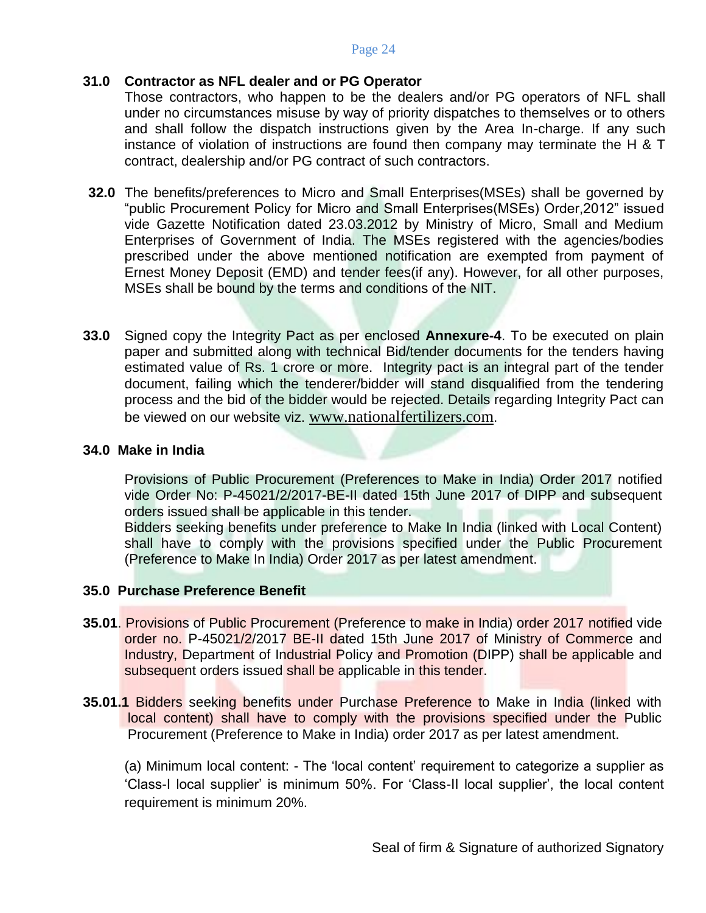**31.0 Contractor as NFL dealer and or PG Operator**

Those contractors, who happen to be the dealers and/or PG operators of NFL shall under no circumstances misuse by way of priority dispatches to themselves or to others and shall follow the dispatch instructions given by the Area In-charge. If any such instance of violation of instructions are found then company may terminate the H & T contract, dealership and/or PG contract of such contractors.

**32.0** The benefits/preferences to Micro and Small Enterprises(MSEs) shall be governed by "public Procurement Policy for Micro and Small Enterprises(MSEs) Order,2012" issued vide Gazette Notification dated 23.03.2012 by Ministry of Micro, Small and Medium Enterprises of Government of India. The MSEs registered with the agencies/bodies prescribed under the above mentioned notification are exempted from payment of Ernest Money Deposit (EMD) and tender fees(if any). However, for all other purposes, MSEs shall be bound by the terms and conditions of the NIT.

**33.0** Signed copy the Integrity Pact as per enclosed **Annexure-4**. To be executed on plain paper and submitted along with technical Bid/tender documents for the tenders having estimated value of Rs. 1 crore or more. Integrity pact is an integral part of the tender document, failing which the tenderer/bidder will stand disqualified from the tendering process and the bid of the bidder would be rejected. Details regarding Integrity Pact can be viewed on our website viz. www.nationalfertilizers.com.

**34.0 Make in India**

Provisions of Public Procurement (Preferences to Make in India) Order 2017 notified vide Order No: P-45021/2/2017-BE-II dated 15th June 2017 of DIPP and subsequent orders issued shall be applicable in this tender.

Bidders seeking benefits under preference to Make In India (linked with Local Content) shall have to comply with the provisions specified under the Public Procurement (Preference to Make In India) Order 2017 as per latest amendment.

**35.0 Purchase Preference Benefit**

**35.01**. Provisions of Public Procurement (Preference to make in India) order 2017 notified vide order no. P-45021/2/2017 BE-II dated 15th June 2017 of Ministry of Commerce and Industry, Department of Industrial Policy and Promotion (DIPP) shall be applicable and subsequent orders issued shall be applicable in this tender.

**35.01.1** Bidders seeking benefits under Purchase Preference to Make in India (linked with local content) shall have to comply with the provisions specified under the Public Procurement (Preference to Make in India) order 2017 as per latest amendment.

(a) Minimum local content: - The 'local content' requirement to categorize a supplier as 'Class-I local supplier' is minimum 50%. For 'Class-II local supplier', the local content requirement is minimum 20%.

Seal of firm & Signature of authorized Signatory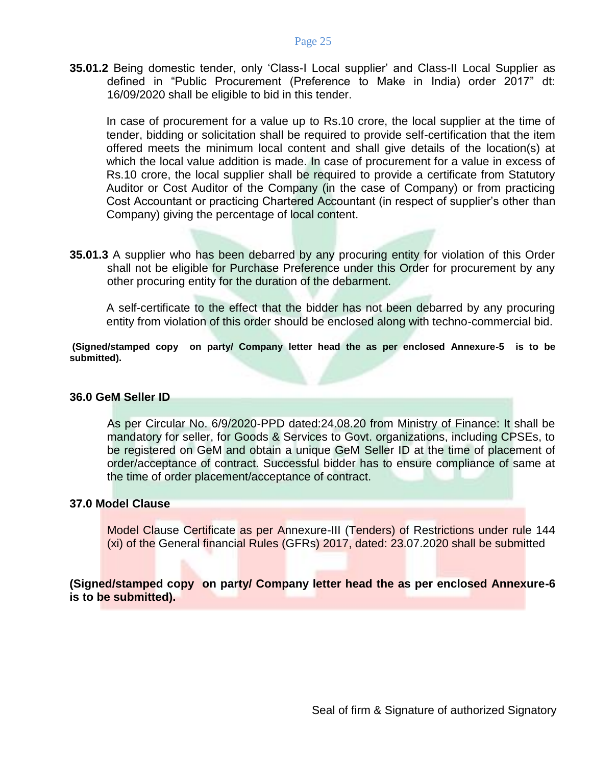**35.01.2** Being domestic tender, only 'Class-I Local supplier' and Class-II Local Supplier as defined in "Public Procurement (Preference to Make in India) order 2017" dt: 16/09/2020 shall be eligible to bid in this tender.

In case of procurement for a value up to Rs.10 crore, the local supplier at the time of tender, bidding or solicitation shall be required to provide self-certification that the item offered meets the minimum local content and shall give details of the location(s) at which the local value addition is made. In case of procurement for a value in excess of Rs.10 crore, the local supplier shall be required to provide a certificate from Statutory Auditor or Cost Auditor of the Company (in the case of Company) or from practicing Cost Accountant or practicing Chartered Accountant (in respect of supplier's other than Company) giving the percentage of local content.

**35.01.3** A supplier who has been debarred by any procuring entity for violation of this Order shall not be eligible for Purchase Preference under this Order for procurement by any other procuring entity for the duration of the debarment.

A self-certificate to the effect that the bidder has not been debarred by any procuring entity from violation of this order should be enclosed along with techno-commercial bid.

**(Signed/stamped copy on party/ Company letter head the as per enclosed Annexure-5 is to be submitted).**

**36.0 GeM Seller ID**

As per Circular No. 6/9/2020-PPD dated:24.08.20 from Ministry of Finance: It shall be mandatory for seller, for Goods & Services to Govt. organizations, including CPSEs, to be registered on GeM and obtain a unique GeM Seller ID at the time of placement of order/acceptance of contract. Successful bidder has to ensure compliance of same at the time of order placement/acceptance of contract.

**37.0 Model Clause**

Model Clause Certificate as per Annexure-III (Tenders) of Restrictions under rule 144 (xi) of the General financial Rules (GFRs) 2017, dated: 23.07.2020 shall be submitted

**(Signed/stamped copy on party/ Company letter head the as per enclosed Annexure-6 is to be submitted).**

Seal of firm & Signature of authorized Signatory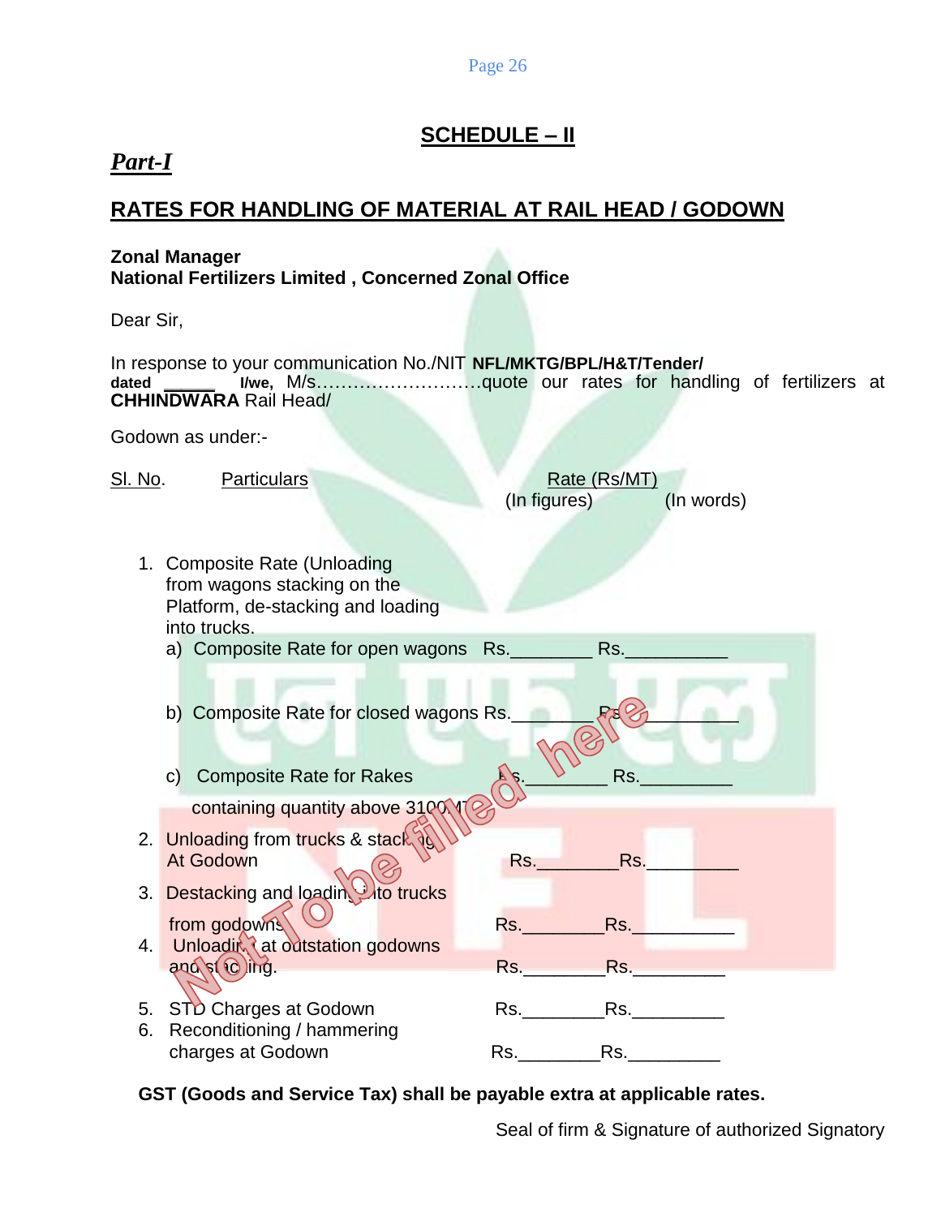## SCHEDULE – II

***Part-I***

## RATES FOR HANDLING OF MATERIAL AT RAIL HEAD / GODOWN

**Zonal Manager**
**National Fertilizers Limited , Concerned Zonal Office**

Dear Sir,

In response to your communication No./NIT **NFL/MKTG/BPL/H&T/Tender/** **dated _____ I/we,** M/s……………………….quote our rates for handling of fertilizers at **CHHINDWARA** Rail Head/

Godown as under:-

| Sl. No. | Particulars | Rate (Rs/MT) (In figures) | Rate (Rs/MT) (In words) |
|---|---|---|---|
| 1. | Composite Rate (Unloading from wagons stacking on the Platform, de-stacking and loading into trucks. | | |
| | a) Composite Rate for open wagons | Rs.________ | Rs.__________ |
| | b) Composite Rate for closed wagons | Rs.________ | Rs.__________ |
| | c) Composite Rate for Rakes containing quantity above 3100 MT | Rs.________ | Rs._________ |
| 2. | Unloading from trucks & stacking At Godown | Rs.________ | Rs._________ |
| 3. | Destacking and loading into trucks from godowns | Rs.________ | Rs.__________ |
| 4. | Unloading at outstation godowns and stacking. | Rs.________ | Rs._________ |
| 5. | STD Charges at Godown | Rs.________ | Rs._________ |
| 6. | Reconditioning / hammering charges at Godown | Rs.________ | Rs._________ |

Not To be filled here

**GST (Goods and Service Tax) shall be payable extra at applicable rates.**

Seal of firm & Signature of authorized Signatory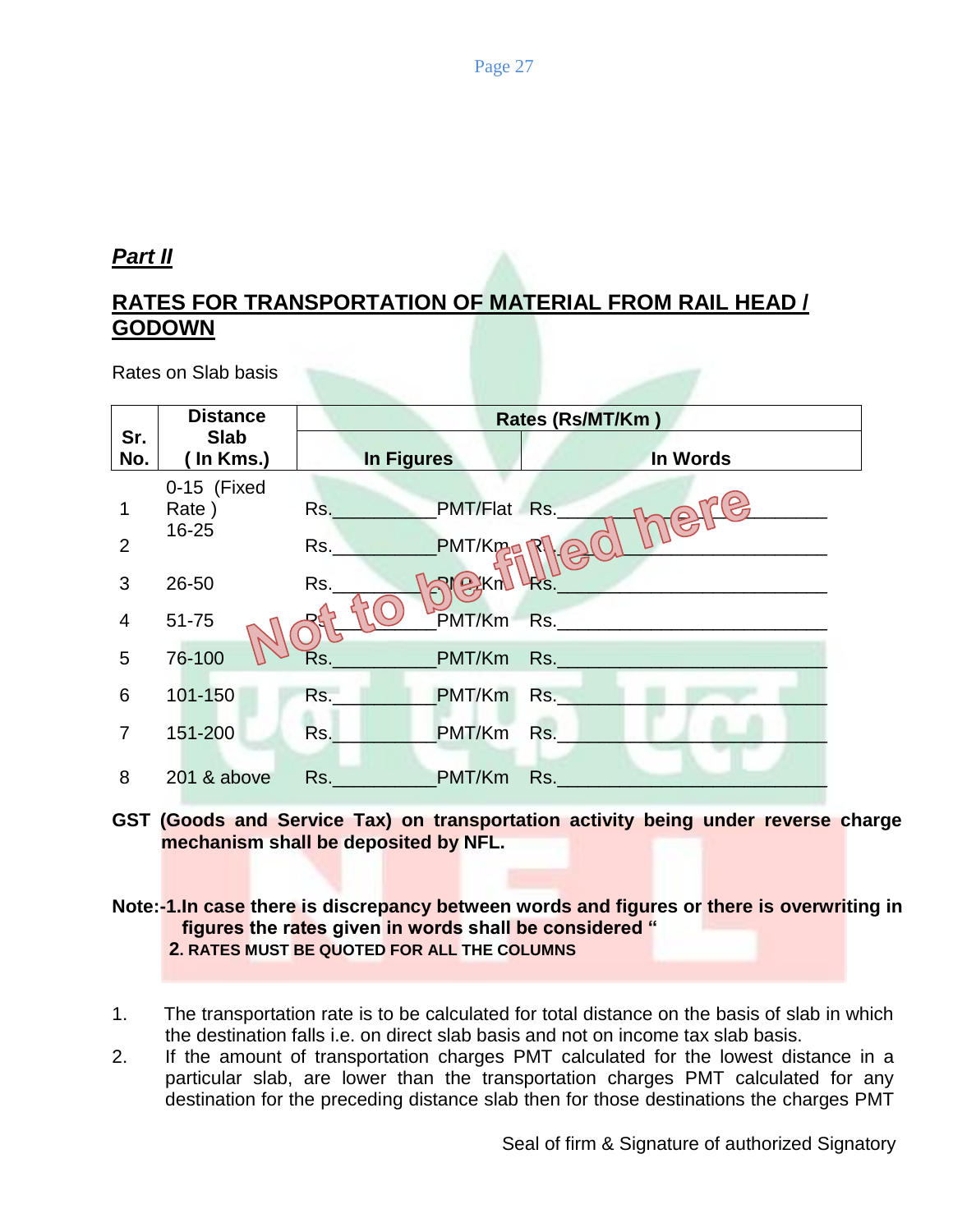***Part II***

## RATES FOR TRANSPORTATION OF MATERIAL FROM RAIL HEAD / GODOWN

Rates on Slab basis

| Sr. No. | Distance Slab ( In Kms.) | Rates (Rs/MT/Km ) | |
|---|---|---|---|
| | | **In Figures** | **In Words** |
| 1 | 0-15 (Fixed Rate ) | Rs.__________PMT/Flat | Rs.__________________________ |
| 2 | 16-25 | Rs.__________PMT/Km | Rs.__________________________ |
| 3 | 26-50 | Rs.__________PMT/Km | Rs.__________________________ |
| 4 | 51-75 | Rs.__________PMT/Km | Rs.__________________________ |
| 5 | 76-100 | Rs.__________PMT/Km | Rs.__________________________ |
| 6 | 101-150 | Rs.__________PMT/Km | Rs.__________________________ |
| 7 | 151-200 | Rs.__________PMT/Km | Rs.__________________________ |
| 8 | 201 & above | Rs.__________PMT/Km | Rs.__________________________ |

Not to be filled here

**GST (Goods and Service Tax) on transportation activity being under reverse charge mechanism shall be deposited by NFL.**

**Note:-1.In case there is discrepancy between words and figures or there is overwriting in figures the rates given in words shall be considered "**
**2. RATES MUST BE QUOTED FOR ALL THE COLUMNS**

1. The transportation rate is to be calculated for total distance on the basis of slab in which the destination falls i.e. on direct slab basis and not on income tax slab basis.
2. If the amount of transportation charges PMT calculated for the lowest distance in a particular slab, are lower than the transportation charges PMT calculated for any destination for the preceding distance slab then for those destinations the charges PMT

Seal of firm & Signature of authorized Signatory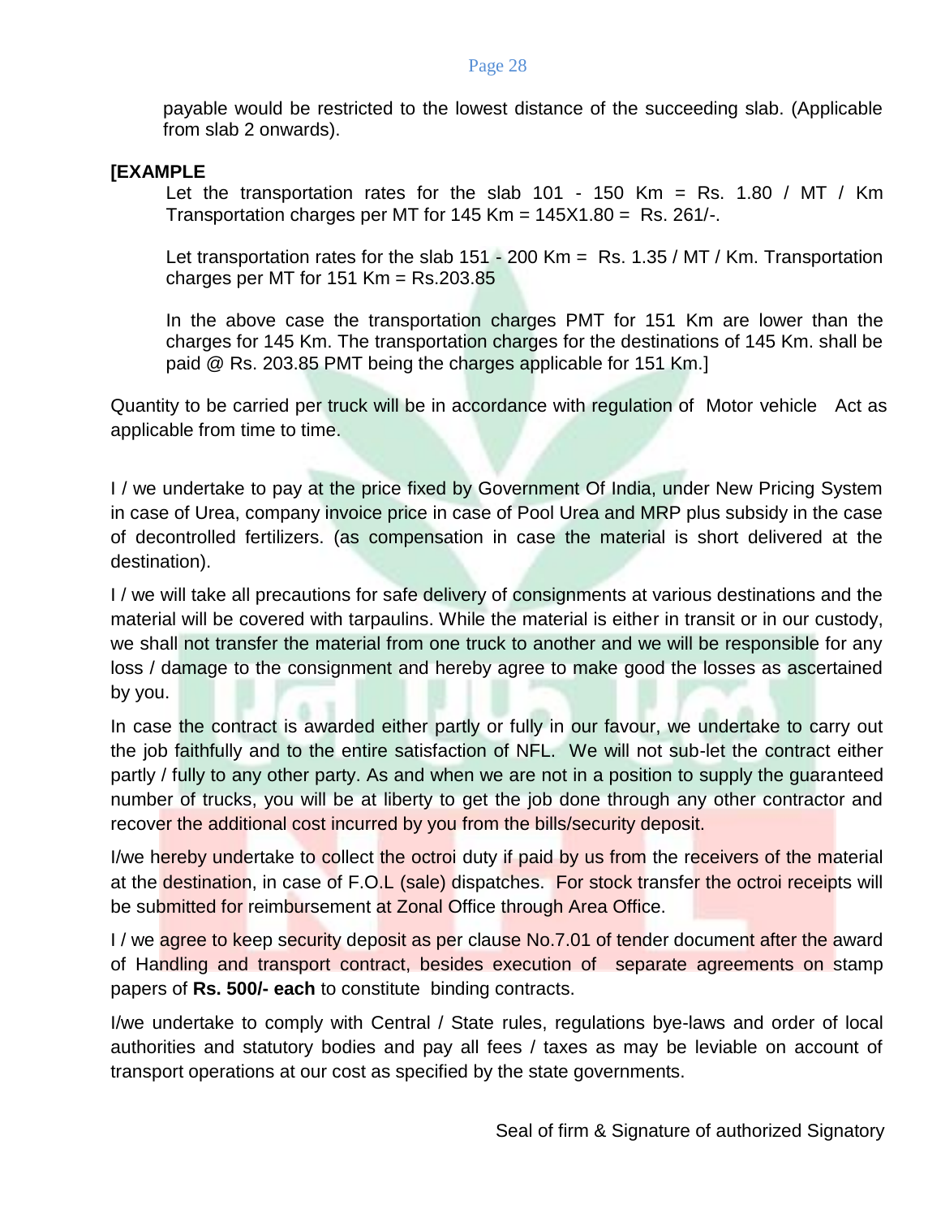payable would be restricted to the lowest distance of the succeeding slab. (Applicable from slab 2 onwards).

**[EXAMPLE**

Let the transportation rates for the slab 101 - 150 Km = Rs. 1.80 / MT / Km Transportation charges per MT for 145 Km = 145X1.80 = Rs. 261/-.

Let transportation rates for the slab 151 - 200 Km = Rs. 1.35 / MT / Km. Transportation charges per MT for 151 Km = Rs.203.85

In the above case the transportation charges PMT for 151 Km are lower than the charges for 145 Km. The transportation charges for the destinations of 145 Km. shall be paid @ Rs. 203.85 PMT being the charges applicable for 151 Km.]

Quantity to be carried per truck will be in accordance with regulation of Motor vehicle Act as applicable from time to time.

I / we undertake to pay at the price fixed by Government Of India, under New Pricing System in case of Urea, company invoice price in case of Pool Urea and MRP plus subsidy in the case of decontrolled fertilizers. (as compensation in case the material is short delivered at the destination).

I / we will take all precautions for safe delivery of consignments at various destinations and the material will be covered with tarpaulins. While the material is either in transit or in our custody, we shall not transfer the material from one truck to another and we will be responsible for any loss / damage to the consignment and hereby agree to make good the losses as ascertained by you.

In case the contract is awarded either partly or fully in our favour, we undertake to carry out the job faithfully and to the entire satisfaction of NFL. We will not sub-let the contract either partly / fully to any other party. As and when we are not in a position to supply the guaranteed number of trucks, you will be at liberty to get the job done through any other contractor and recover the additional cost incurred by you from the bills/security deposit.

I/we hereby undertake to collect the octroi duty if paid by us from the receivers of the material at the destination, in case of F.O.L (sale) dispatches. For stock transfer the octroi receipts will be submitted for reimbursement at Zonal Office through Area Office.

I / we agree to keep security deposit as per clause No.7.01 of tender document after the award of Handling and transport contract, besides execution of separate agreements on stamp papers of **Rs. 500/- each** to constitute binding contracts.

I/we undertake to comply with Central / State rules, regulations bye-laws and order of local authorities and statutory bodies and pay all fees / taxes as may be leviable on account of transport operations at our cost as specified by the state governments.

Seal of firm & Signature of authorized Signatory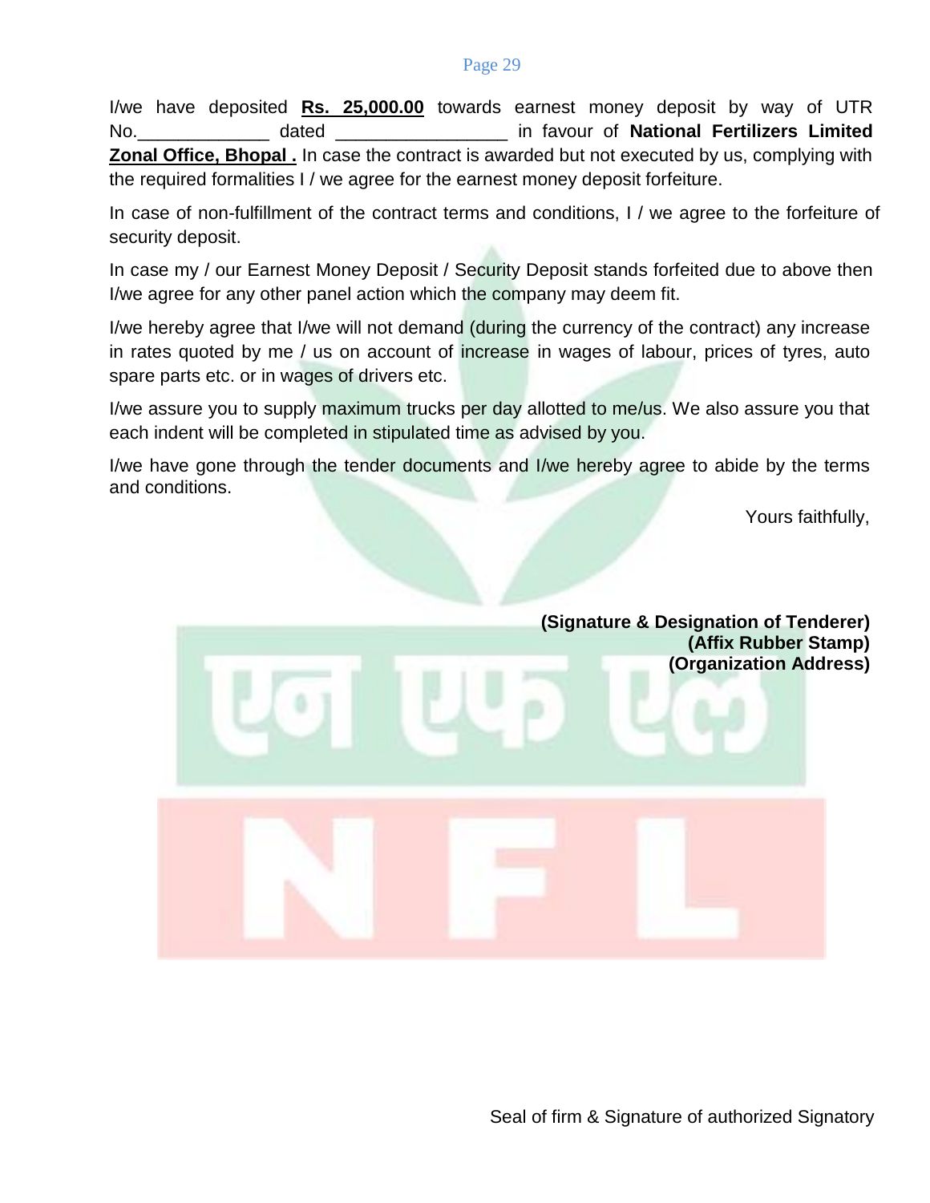I/we have deposited **Rs. 25,000.00** towards earnest money deposit by way of UTR No.\_\_\_\_\_\_\_\_\_\_\_\_\_ dated \_\_\_\_\_\_\_\_\_\_\_\_\_\_\_\_\_ in favour of **National Fertilizers Limited Zonal Office, Bhopal .** In case the contract is awarded but not executed by us, complying with the required formalities I / we agree for the earnest money deposit forfeiture.

In case of non-fulfillment of the contract terms and conditions, I / we agree to the forfeiture of security deposit.

In case my / our Earnest Money Deposit / Security Deposit stands forfeited due to above then I/we agree for any other panel action which the company may deem fit.

I/we hereby agree that I/we will not demand (during the currency of the contract) any increase in rates quoted by me / us on account of increase in wages of labour, prices of tyres, auto spare parts etc. or in wages of drivers etc.

I/we assure you to supply maximum trucks per day allotted to me/us. We also assure you that each indent will be completed in stipulated time as advised by you.

I/we have gone through the tender documents and I/we hereby agree to abide by the terms and conditions.

Yours faithfully,

**(Signature & Designation of Tenderer)**
**(Affix Rubber Stamp)**
**(Organization Address)**

Seal of firm & Signature of authorized Signatory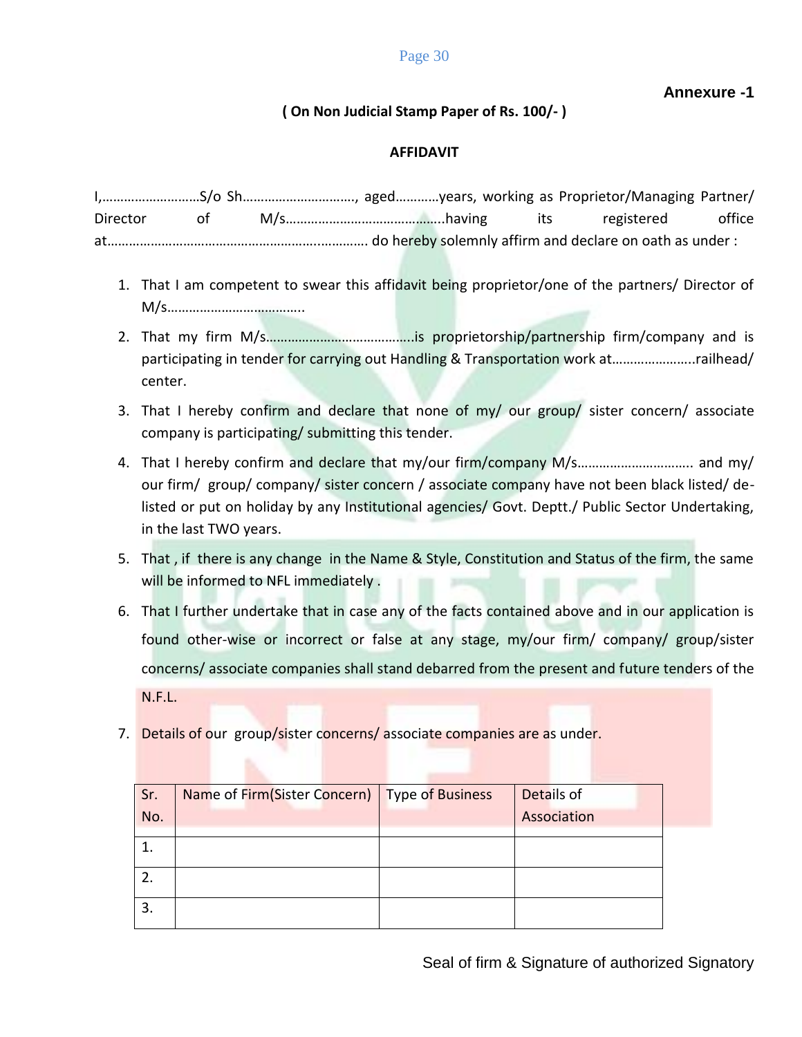**Annexure -1**

**( On Non Judicial Stamp Paper of Rs. 100/- )**

**AFFIDAVIT**

I,………………………S/o Sh…………………………., aged…………years, working as Proprietor/Managing Partner/ Director of M/s……………………………………..having its registered office at……………………………………………………………. do hereby solemnly affirm and declare on oath as under :

1. That I am competent to swear this affidavit being proprietor/one of the partners/ Director of M/s………………………………..
2. That my firm M/s…………………………………..is proprietorship/partnership firm/company and is participating in tender for carrying out Handling & Transportation work at…………………..railhead/ center.
3. That I hereby confirm and declare that none of my/ our group/ sister concern/ associate company is participating/ submitting this tender.
4. That I hereby confirm and declare that my/our firm/company M/s………………………….. and my/ our firm/ group/ company/ sister concern / associate company have not been black listed/ de-listed or put on holiday by any Institutional agencies/ Govt. Deptt./ Public Sector Undertaking, in the last TWO years.
5. That , if there is any change in the Name & Style, Constitution and Status of the firm, the same will be informed to NFL immediately .
6. That I further undertake that in case any of the facts contained above and in our application is found other-wise or incorrect or false at any stage, my/our firm/ company/ group/sister concerns/ associate companies shall stand debarred from the present and future tenders of the N.F.L.
7. Details of our group/sister concerns/ associate companies are as under.

| Sr. No. | Name of Firm(Sister Concern) | Type of Business | Details of Association |
|---|---|---|---|
| 1. | | | |
| 2. | | | |
| 3. | | | |

Seal of firm & Signature of authorized Signatory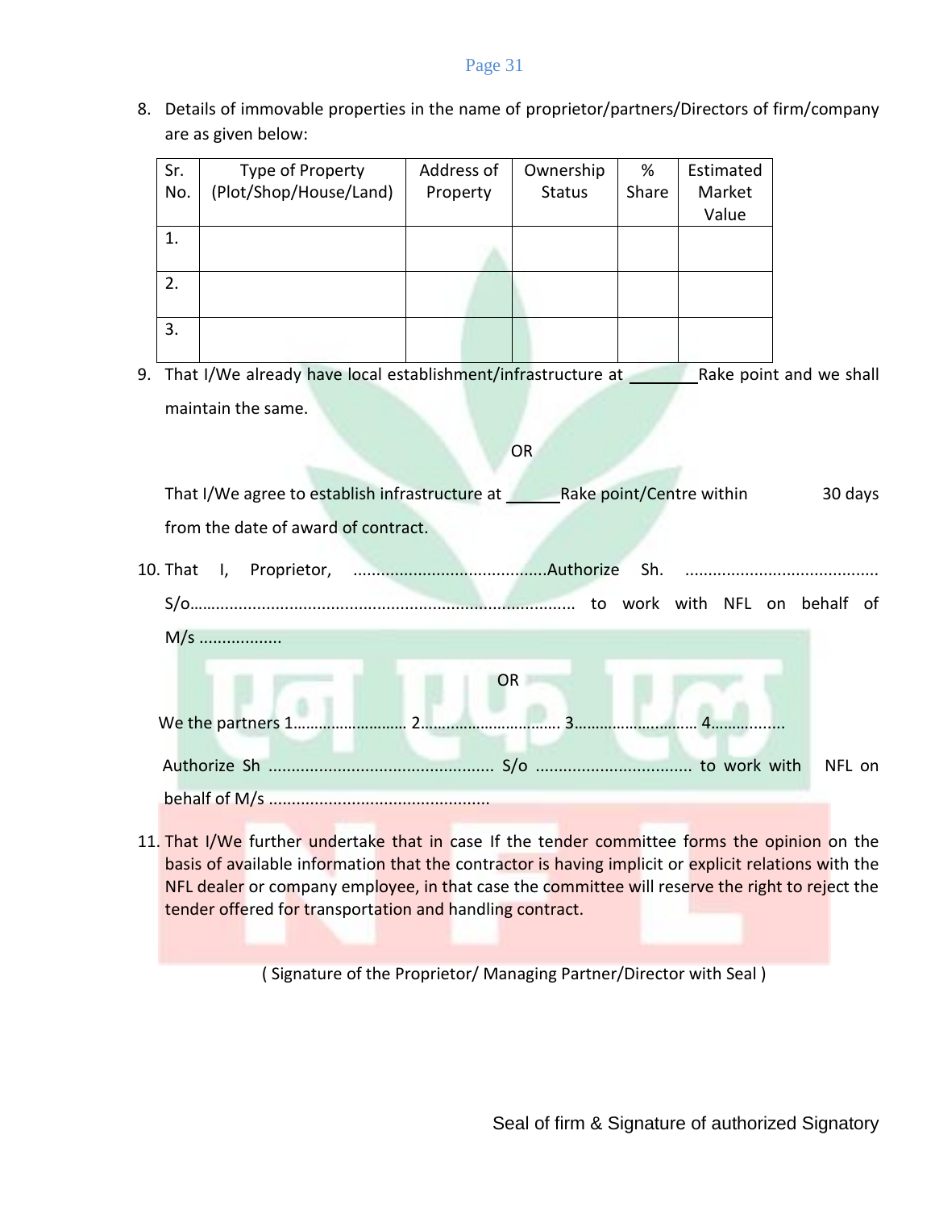8. Details of immovable properties in the name of proprietor/partners/Directors of firm/company are as given below:

| Sr. No. | Type of Property (Plot/Shop/House/Land) | Address of Property | Ownership Status | % Share | Estimated Market Value |
|---|---|---|---|---|---|
| 1. | | | | | |
| 2. | | | | | |
| 3. | | | | | |

9. That I/We already have local establishment/infrastructure at ________Rake point and we shall maintain the same.

   OR

   That I/We agree to establish infrastructure at ______Rake point/Centre within 30 days from the date of award of contract.

10. That I, Proprietor, ..........................................Authorize Sh. .......................................... S/o.................................................................................. to work with NFL on behalf of M/s ..................

    OR

    We the partners 1.......................... 2................................ 3............................ 4................

    Authorize Sh ................................................ S/o ................................. to work with NFL on behalf of M/s ................................................

11. That I/We further undertake that in case If the tender committee forms the opinion on the basis of available information that the contractor is having implicit or explicit relations with the NFL dealer or company employee, in that case the committee will reserve the right to reject the tender offered for transportation and handling contract.

( Signature of the Proprietor/ Managing Partner/Director with Seal )

Seal of firm & Signature of authorized Signatory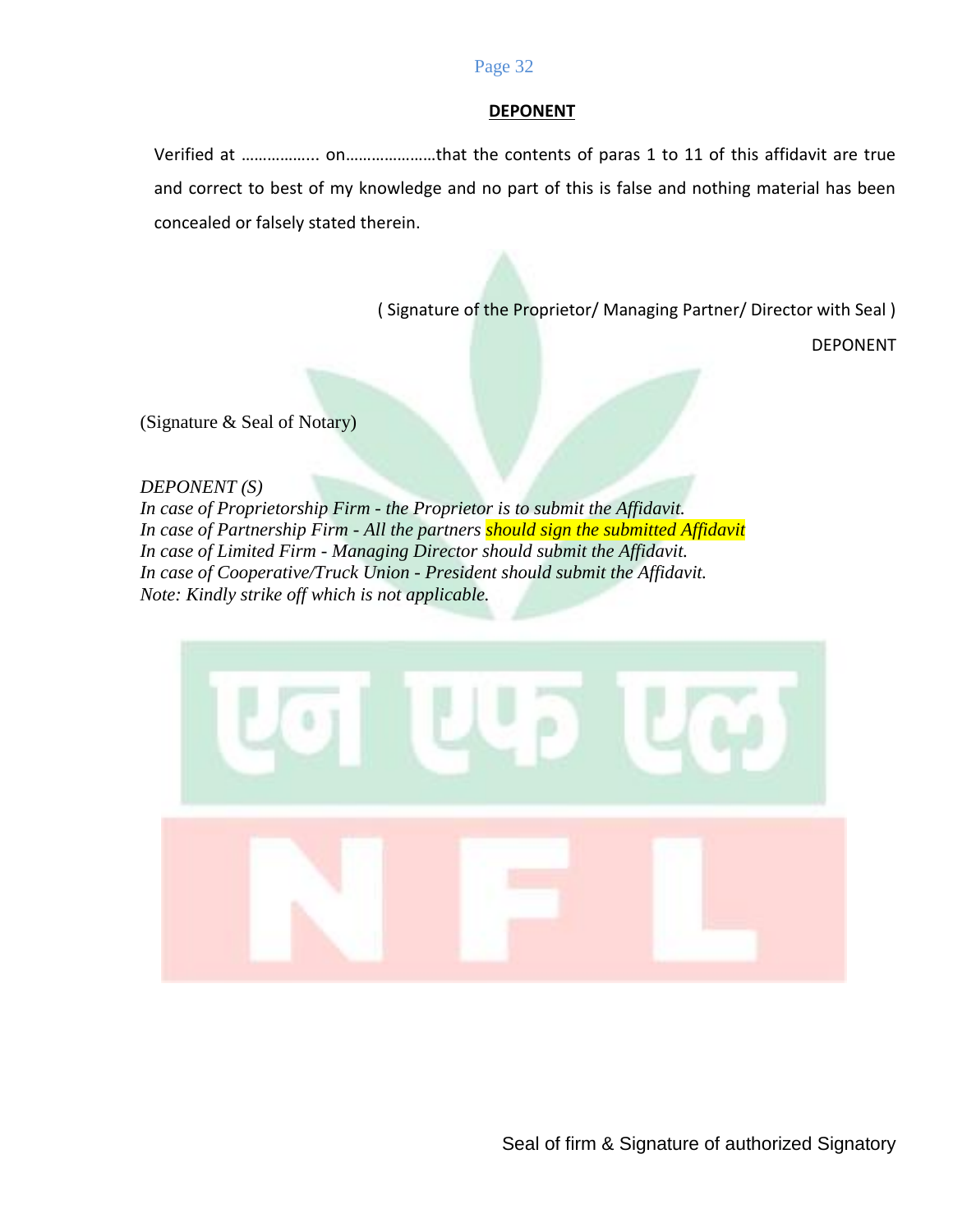**DEPONENT**

Verified at …………….. on…………………that the contents of paras 1 to 11 of this affidavit are true and correct to best of my knowledge and no part of this is false and nothing material has been concealed or falsely stated therein.

( Signature of the Proprietor/ Managing Partner/ Director with Seal )

DEPONENT

(Signature & Seal of Notary)

*DEPONENT (S)*
*In case of Proprietorship Firm - the Proprietor is to submit the Affidavit.*
*In case of Partnership Firm - All the partners should sign the submitted Affidavit*
*In case of Limited Firm - Managing Director should submit the Affidavit.*
*In case of Cooperative/Truck Union - President should submit the Affidavit.*
*Note: Kindly strike off which is not applicable.*

Seal of firm & Signature of authorized Signatory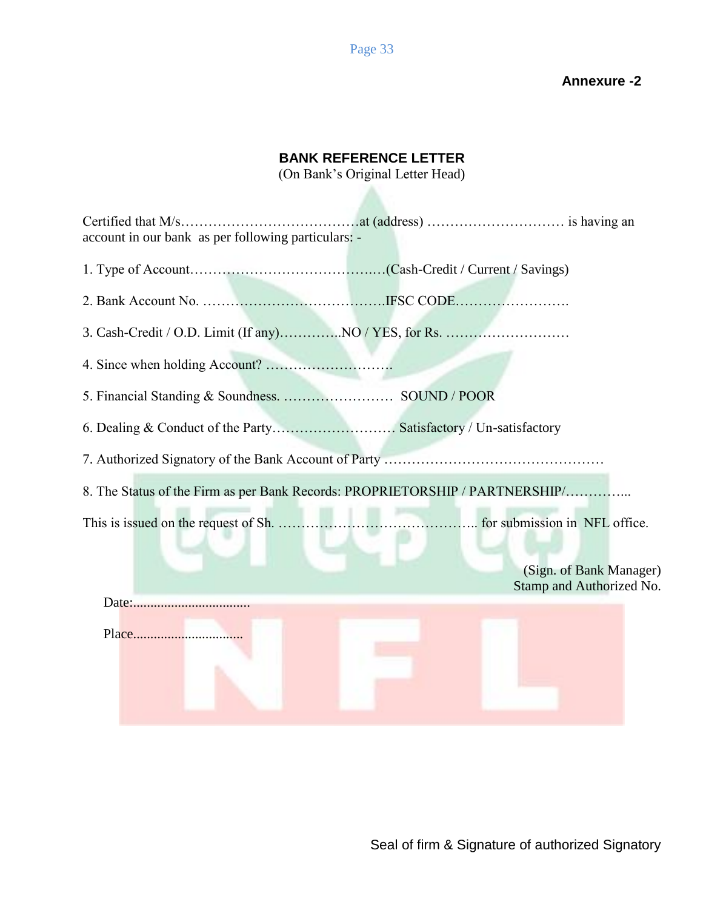**Annexure -2**

## BANK REFERENCE LETTER

(On Bank's Original Letter Head)

Certified that M/s…………………………………at (address) ………………………… is having an account in our bank as per following particulars: -

1. Type of Account…………………………………..(Cash-Credit / Current / Savings)

2. Bank Account No. ………………………………….IFSC CODE…………………….

3. Cash-Credit / O.D. Limit (If any)…………..NO / YES, for Rs. ………………………

4. Since when holding Account? ……………………….

5. Financial Standing & Soundness. …………………… SOUND / POOR

6. Dealing & Conduct of the Party……………………… Satisfactory / Un-satisfactory

7. Authorized Signatory of the Bank Account of Party …………………………………………

8. The Status of the Firm as per Bank Records: PROPRIETORSHIP / PARTNERSHIP/…………...

This is issued on the request of Sh. …………………………………….. for submission in NFL office.

(Sign. of Bank Manager)
Stamp and Authorized No.

Date:..................................

Place................................

Seal of firm & Signature of authorized Signatory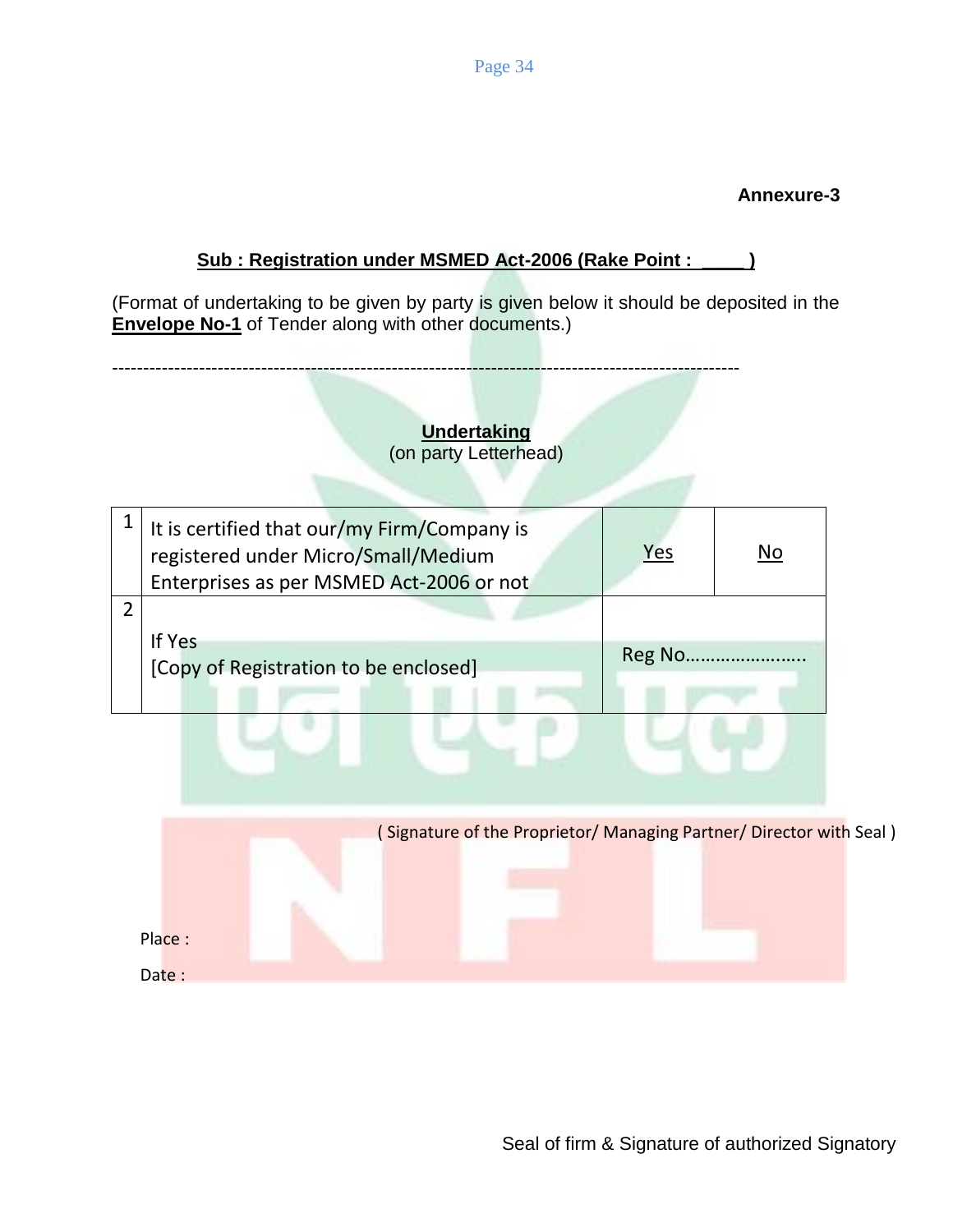**Annexure-3**

**Sub : Registration under MSMED Act-2006 (Rake Point : \_\_\_\_ )**

(Format of undertaking to be given by party is given below it should be deposited in the **Envelope No-1** of Tender along with other documents.)

---

**Undertaking**
(on party Letterhead)

| | | | |
|---|---|---|---|
| 1 | It is certified that our/my Firm/Company is registered under Micro/Small/Medium Enterprises as per MSMED Act-2006 or not | Yes | No |
| 2 | If Yes<br>[Copy of Registration to be enclosed] | Reg No…………………… | |

( Signature of the Proprietor/ Managing Partner/ Director with Seal )

Place :

Date :

Seal of firm & Signature of authorized Signatory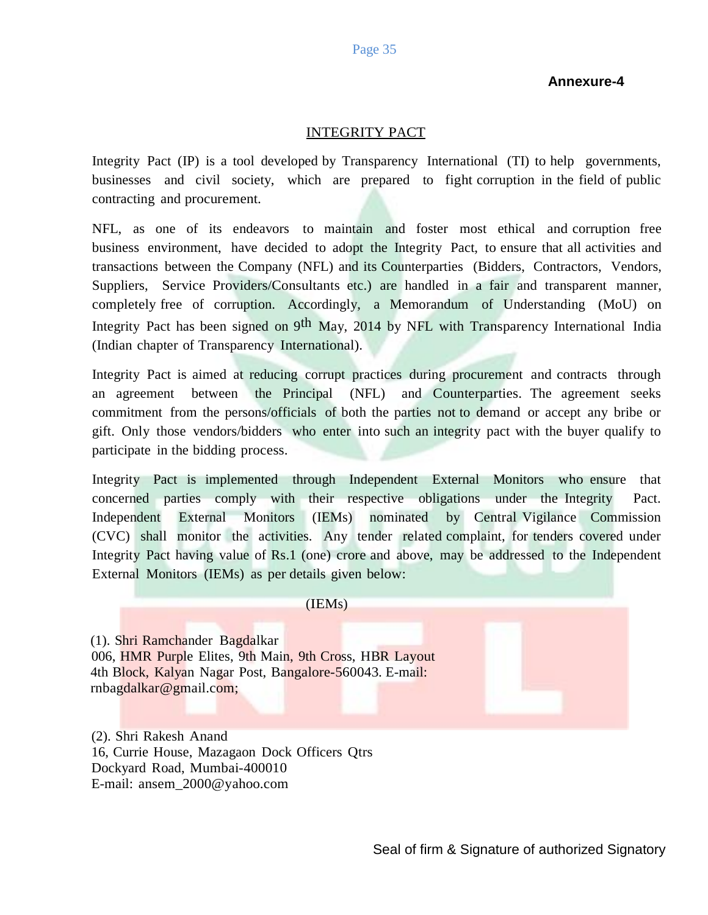**Annexure-4**

## INTEGRITY PACT

Integrity Pact (IP) is a tool developed by Transparency International (TI) to help governments, businesses and civil society, which are prepared to fight corruption in the field of public contracting and procurement.

NFL, as one of its endeavors to maintain and foster most ethical and corruption free business environment, have decided to adopt the Integrity Pact, to ensure that all activities and transactions between the Company (NFL) and its Counterparties (Bidders, Contractors, Vendors, Suppliers, Service Providers/Consultants etc.) are handled in a fair and transparent manner, completely free of corruption. Accordingly, a Memorandum of Understanding (MoU) on Integrity Pact has been signed on 9th May, 2014 by NFL with Transparency International India (Indian chapter of Transparency International).

Integrity Pact is aimed at reducing corrupt practices during procurement and contracts through an agreement between the Principal (NFL) and Counterparties. The agreement seeks commitment from the persons/officials of both the parties not to demand or accept any bribe or gift. Only those vendors/bidders who enter into such an integrity pact with the buyer qualify to participate in the bidding process.

Integrity Pact is implemented through Independent External Monitors who ensure that concerned parties comply with their respective obligations under the Integrity Pact. Independent External Monitors (IEMs) nominated by Central Vigilance Commission (CVC) shall monitor the activities. Any tender related complaint, for tenders covered under Integrity Pact having value of Rs.1 (one) crore and above, may be addressed to the Independent External Monitors (IEMs) as per details given below:

(IEMs)

(1). Shri Ramchander Bagdalkar
006, HMR Purple Elites, 9th Main, 9th Cross, HBR Layout
4th Block, Kalyan Nagar Post, Bangalore-560043. E-mail:
rnbagdalkar@gmail.com;

(2). Shri Rakesh Anand
16, Currie House, Mazagaon Dock Officers Qtrs
Dockyard Road, Mumbai-400010
E-mail: ansem_2000@yahoo.com

Seal of firm & Signature of authorized Signatory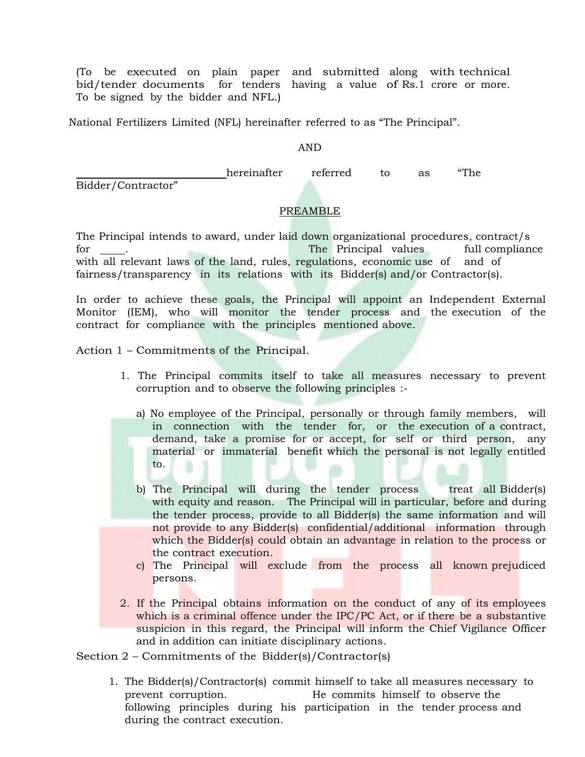(To be executed on plain paper and submitted along with technical bid/tender documents for tenders having a value of Rs.1 crore or more. To be signed by the bidder and NFL.)

National Fertilizers Limited (NFL) hereinafter referred to as "The Principal".

AND

____________________________ hereinafter referred to as "The Bidder/Contractor"

PREAMBLE

The Principal intends to award, under laid down organizational procedures, contract/s for ____. The Principal values full compliance with all relevant laws of the land, rules, regulations, economic use of and of fairness/transparency in its relations with its Bidder(s) and/or Contractor(s).

In order to achieve these goals, the Principal will appoint an Independent External Monitor (IEM), who will monitor the tender process and the execution of the contract for compliance with the principles mentioned above.

Action 1 – Commitments of the Principal.

1. The Principal commits itself to take all measures necessary to prevent corruption and to observe the following principles :-

   a) No employee of the Principal, personally or through family members, will in connection with the tender for, or the execution of a contract, demand, take a promise for or accept, for self or third person, any material or immaterial benefit which the personal is not legally entitled to.

   b) The Principal will during the tender process treat all Bidder(s) with equity and reason. The Principal will in particular, before and during the tender process, provide to all Bidder(s) the same information and will not provide to any Bidder(s) confidential/additional information through which the Bidder(s) could obtain an advantage in relation to the process or the contract execution.

   c) The Principal will exclude from the process all known prejudiced persons.

2. If the Principal obtains information on the conduct of any of its employees which is a criminal offence under the IPC/PC Act, or if there be a substantive suspicion in this regard, the Principal will inform the Chief Vigilance Officer and in addition can initiate disciplinary actions.

Section 2 – Commitments of the Bidder(s)/Contractor(s)

1. The Bidder(s)/Contractor(s) commit himself to take all measures necessary to prevent corruption. He commits himself to observe the following principles during his participation in the tender process and during the contract execution.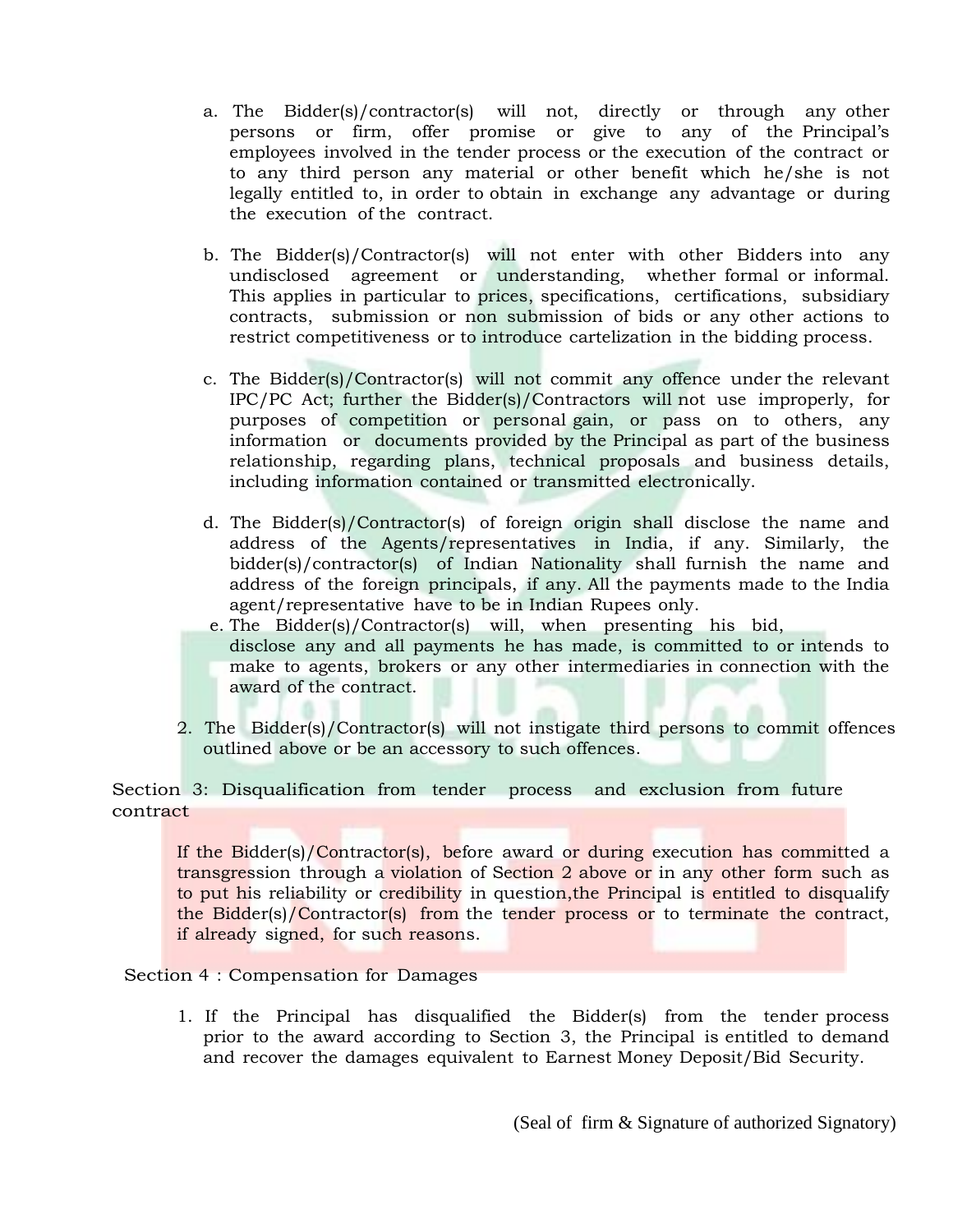a. The Bidder(s)/contractor(s) will not, directly or through any other persons or firm, offer promise or give to any of the Principal's employees involved in the tender process or the execution of the contract or to any third person any material or other benefit which he/she is not legally entitled to, in order to obtain in exchange any advantage or during the execution of the contract.

b. The Bidder(s)/Contractor(s) will not enter with other Bidders into any undisclosed agreement or understanding, whether formal or informal. This applies in particular to prices, specifications, certifications, subsidiary contracts, submission or non submission of bids or any other actions to restrict competitiveness or to introduce cartelization in the bidding process.

c. The Bidder(s)/Contractor(s) will not commit any offence under the relevant IPC/PC Act; further the Bidder(s)/Contractors will not use improperly, for purposes of competition or personal gain, or pass on to others, any information or documents provided by the Principal as part of the business relationship, regarding plans, technical proposals and business details, including information contained or transmitted electronically.

d. The Bidder(s)/Contractor(s) of foreign origin shall disclose the name and address of the Agents/representatives in India, if any. Similarly, the bidder(s)/contractor(s) of Indian Nationality shall furnish the name and address of the foreign principals, if any. All the payments made to the India agent/representative have to be in Indian Rupees only.

e. The Bidder(s)/Contractor(s) will, when presenting his bid, disclose any and all payments he has made, is committed to or intends to make to agents, brokers or any other intermediaries in connection with the award of the contract.

2. The Bidder(s)/Contractor(s) will not instigate third persons to commit offences outlined above or be an accessory to such offences.

Section 3: Disqualification from tender process and exclusion from future contract

If the Bidder(s)/Contractor(s), before award or during execution has committed a transgression through a violation of Section 2 above or in any other form such as to put his reliability or credibility in question,the Principal is entitled to disqualify the Bidder(s)/Contractor(s) from the tender process or to terminate the contract, if already signed, for such reasons.

Section 4 : Compensation for Damages

1. If the Principal has disqualified the Bidder(s) from the tender process prior to the award according to Section 3, the Principal is entitled to demand and recover the damages equivalent to Earnest Money Deposit/Bid Security.

(Seal of firm & Signature of authorized Signatory)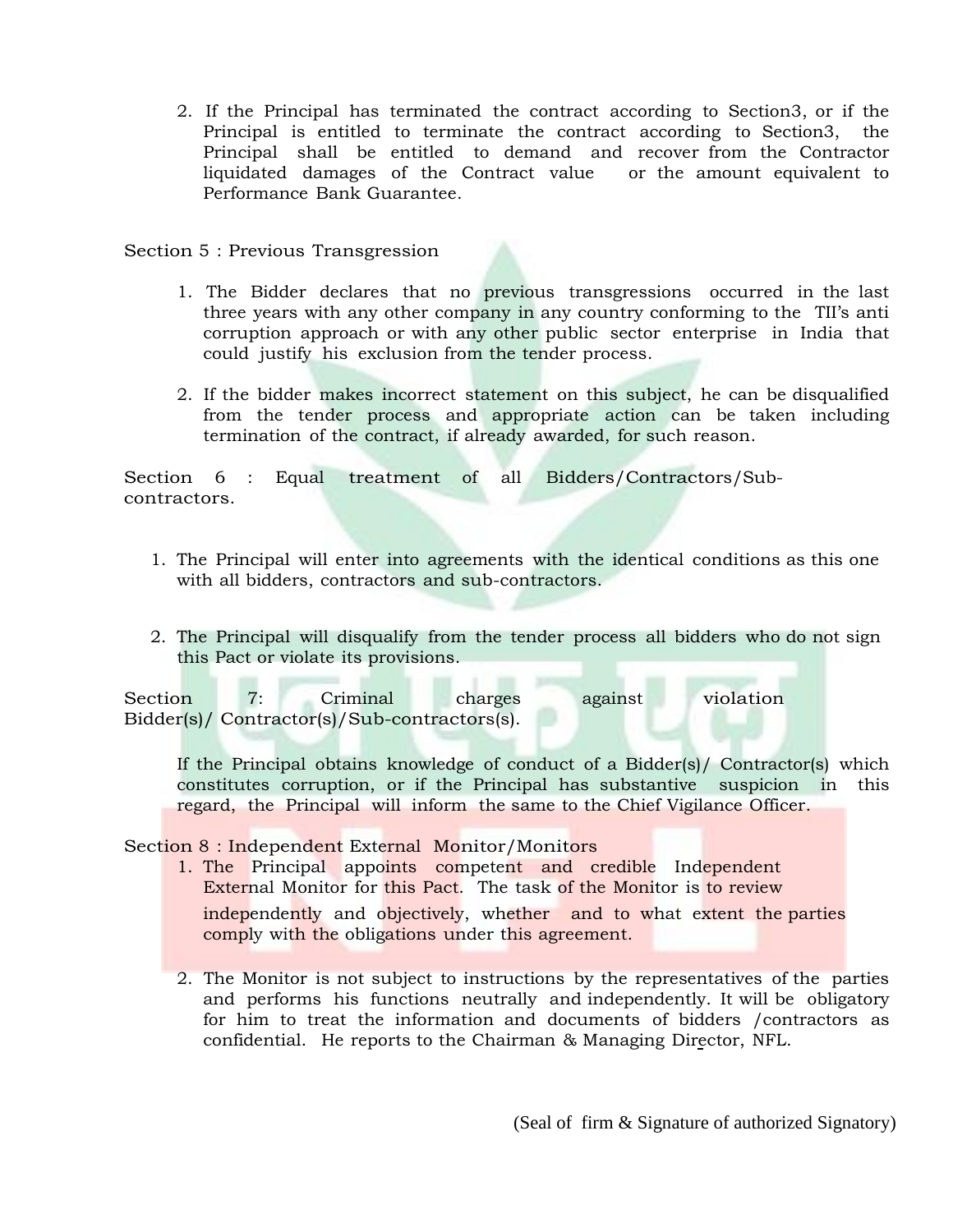2. If the Principal has terminated the contract according to Section3, or if the Principal is entitled to terminate the contract according to Section3, the Principal shall be entitled to demand and recover from the Contractor liquidated damages of the Contract value or the amount equivalent to Performance Bank Guarantee.

Section 5 : Previous Transgression

1. The Bidder declares that no previous transgressions occurred in the last three years with any other company in any country conforming to the TII's anti corruption approach or with any other public sector enterprise in India that could justify his exclusion from the tender process.

2. If the bidder makes incorrect statement on this subject, he can be disqualified from the tender process and appropriate action can be taken including termination of the contract, if already awarded, for such reason.

Section 6 : Equal treatment of all Bidders/Contractors/Sub-contractors.

1. The Principal will enter into agreements with the identical conditions as this one with all bidders, contractors and sub-contractors.

2. The Principal will disqualify from the tender process all bidders who do not sign this Pact or violate its provisions.

Section 7: Criminal charges against violation Bidder(s)/ Contractor(s)/Sub-contractors(s).

If the Principal obtains knowledge of conduct of a Bidder(s)/ Contractor(s) which constitutes corruption, or if the Principal has substantive suspicion in this regard, the Principal will inform the same to the Chief Vigilance Officer.

Section 8 : Independent External Monitor/Monitors

1. The Principal appoints competent and credible Independent External Monitor for this Pact. The task of the Monitor is to review independently and objectively, whether and to what extent the parties comply with the obligations under this agreement.

2. The Monitor is not subject to instructions by the representatives of the parties and performs his functions neutrally and independently. It will be obligatory for him to treat the information and documents of bidders /contractors as confidential. He reports to the Chairman & Managing Director, NFL.

(Seal of firm & Signature of authorized Signatory)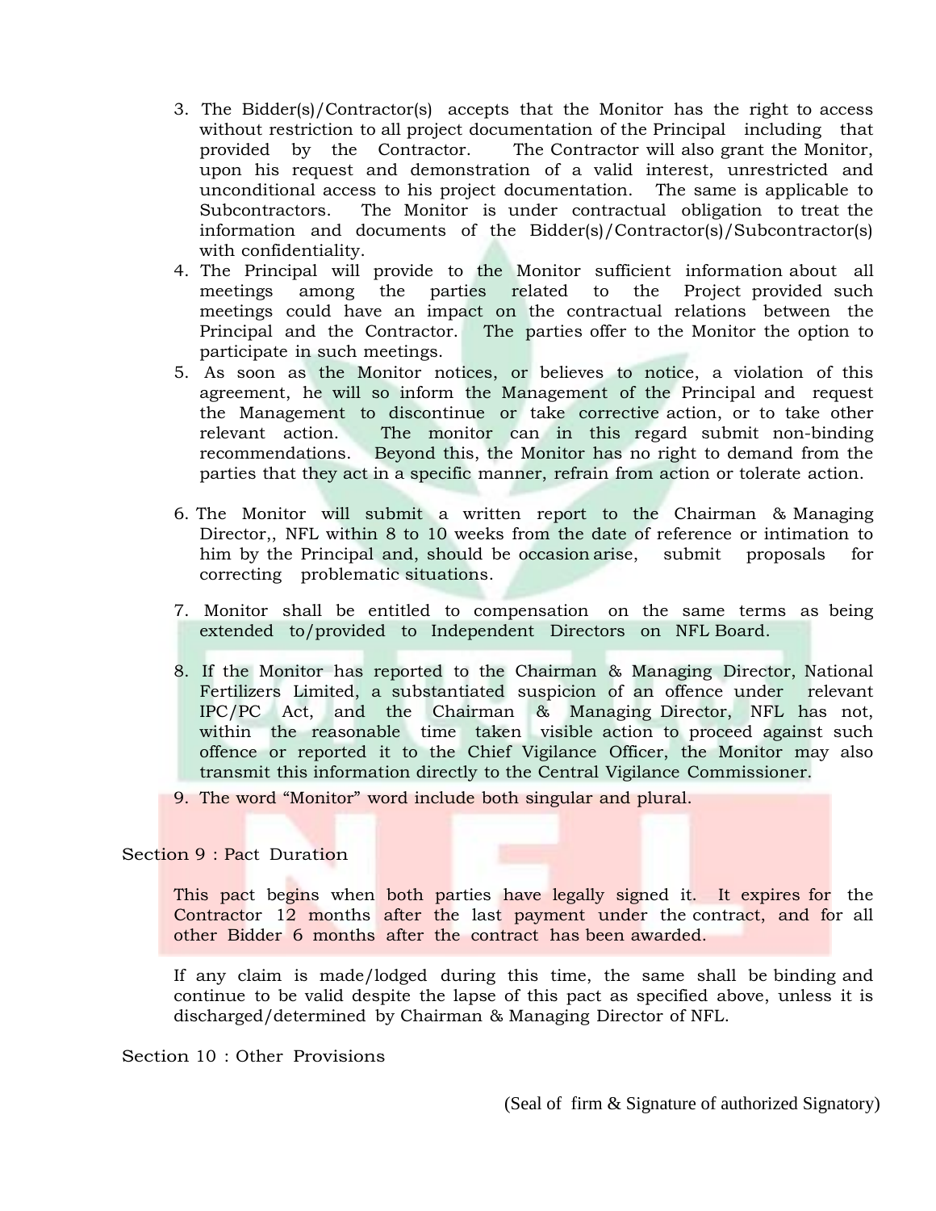3. The Bidder(s)/Contractor(s) accepts that the Monitor has the right to access without restriction to all project documentation of the Principal including that provided by the Contractor. The Contractor will also grant the Monitor, upon his request and demonstration of a valid interest, unrestricted and unconditional access to his project documentation. The same is applicable to Subcontractors. The Monitor is under contractual obligation to treat the information and documents of the Bidder(s)/Contractor(s)/Subcontractor(s) with confidentiality.
4. The Principal will provide to the Monitor sufficient information about all meetings among the parties related to the Project provided such meetings could have an impact on the contractual relations between the Principal and the Contractor. The parties offer to the Monitor the option to participate in such meetings.
5. As soon as the Monitor notices, or believes to notice, a violation of this agreement, he will so inform the Management of the Principal and request the Management to discontinue or take corrective action, or to take other relevant action. The monitor can in this regard submit non-binding recommendations. Beyond this, the Monitor has no right to demand from the parties that they act in a specific manner, refrain from action or tolerate action.
6. The Monitor will submit a written report to the Chairman & Managing Director,, NFL within 8 to 10 weeks from the date of reference or intimation to him by the Principal and, should be occasion arise, submit proposals for correcting problematic situations.
7. Monitor shall be entitled to compensation on the same terms as being extended to/provided to Independent Directors on NFL Board.
8. If the Monitor has reported to the Chairman & Managing Director, National Fertilizers Limited, a substantiated suspicion of an offence under relevant IPC/PC Act, and the Chairman & Managing Director, NFL has not, within the reasonable time taken visible action to proceed against such offence or reported it to the Chief Vigilance Officer, the Monitor may also transmit this information directly to the Central Vigilance Commissioner.
9. The word "Monitor" word include both singular and plural.

## Section 9 : Pact Duration

This pact begins when both parties have legally signed it. It expires for the Contractor 12 months after the last payment under the contract, and for all other Bidder 6 months after the contract has been awarded.

If any claim is made/lodged during this time, the same shall be binding and continue to be valid despite the lapse of this pact as specified above, unless it is discharged/determined by Chairman & Managing Director of NFL.

## Section 10 : Other Provisions

(Seal of firm & Signature of authorized Signatory)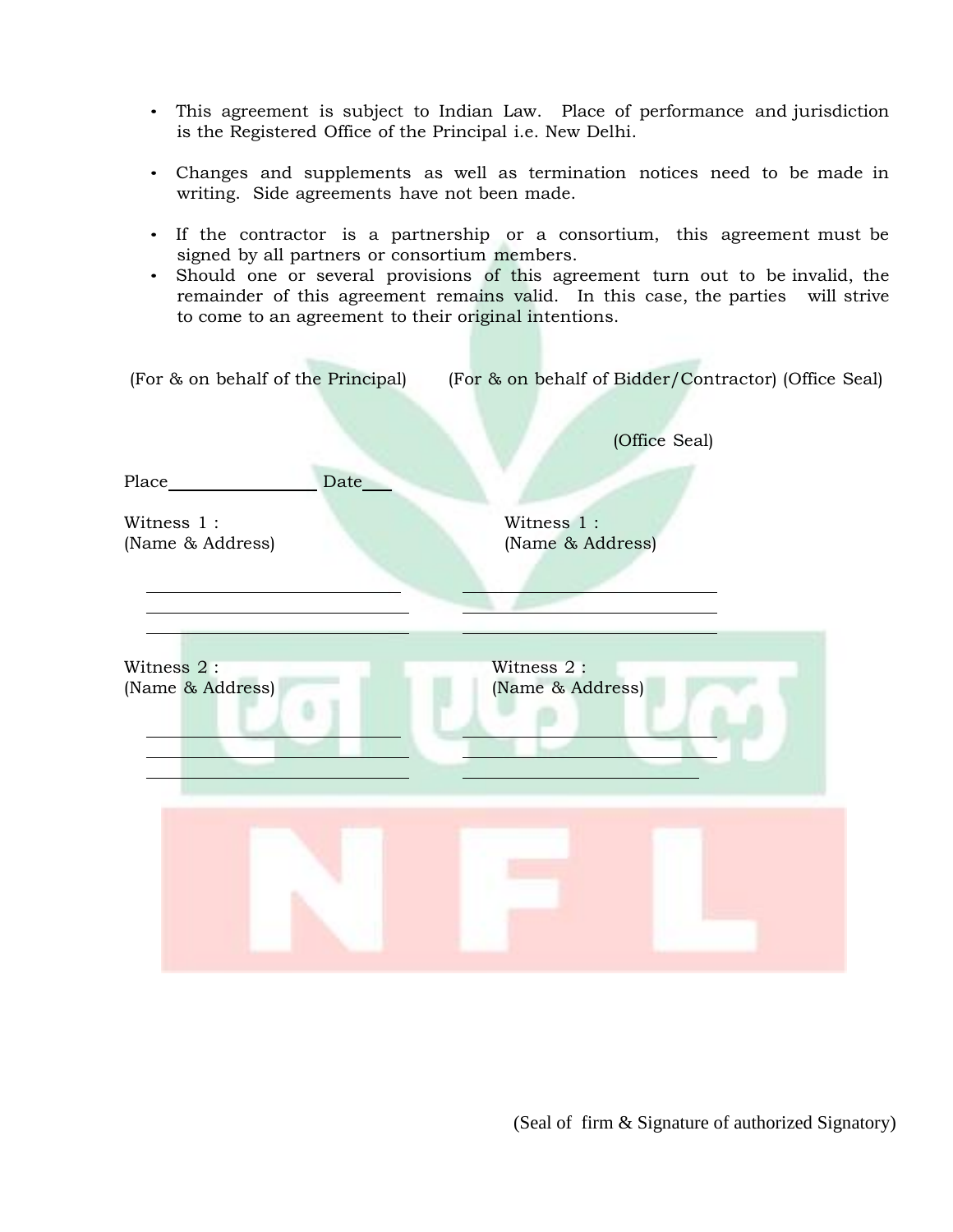- This agreement is subject to Indian Law. Place of performance and jurisdiction is the Registered Office of the Principal i.e. New Delhi.

- Changes and supplements as well as termination notices need to be made in writing. Side agreements have not been made.

- If the contractor is a partnership or a consortium, this agreement must be signed by all partners or consortium members.
- Should one or several provisions of this agreement turn out to be invalid, the remainder of this agreement remains valid. In this case, the parties will strive to come to an agreement to their original intentions.

(For & on behalf of the Principal) (For & on behalf of Bidder/Contractor) (Office Seal)

(Office Seal)

Place\_\_\_\_\_\_\_\_\_\_\_\_\_\_\_\_ Date\_\_\_

Witness 1 :
(Name & Address)

\_\_\_\_\_\_\_\_\_\_\_\_\_\_\_\_\_\_\_\_\_\_\_\_\_\_\_\_
\_\_\_\_\_\_\_\_\_\_\_\_\_\_\_\_\_\_\_\_\_\_\_\_\_\_\_\_
\_\_\_\_\_\_\_\_\_\_\_\_\_\_\_\_\_\_\_\_\_\_\_\_\_\_\_\_

Witness 1 :
(Name & Address)

\_\_\_\_\_\_\_\_\_\_\_\_\_\_\_\_\_\_\_\_\_\_\_\_\_\_\_\_
\_\_\_\_\_\_\_\_\_\_\_\_\_\_\_\_\_\_\_\_\_\_\_\_\_\_\_\_
\_\_\_\_\_\_\_\_\_\_\_\_\_\_\_\_\_\_\_\_\_\_\_\_\_\_\_\_

Witness 2 :
(Name & Address)

\_\_\_\_\_\_\_\_\_\_\_\_\_\_\_\_\_\_\_\_\_\_\_\_\_\_\_\_
\_\_\_\_\_\_\_\_\_\_\_\_\_\_\_\_\_\_\_\_\_\_\_\_\_\_\_\_
\_\_\_\_\_\_\_\_\_\_\_\_\_\_\_\_\_\_\_\_\_\_\_\_\_\_\_\_

Witness 2 :
(Name & Address)

\_\_\_\_\_\_\_\_\_\_\_\_\_\_\_\_\_\_\_\_\_\_\_\_\_\_\_\_
\_\_\_\_\_\_\_\_\_\_\_\_\_\_\_\_\_\_\_\_\_\_\_\_\_\_\_\_
\_\_\_\_\_\_\_\_\_\_\_\_\_\_\_\_\_\_\_\_\_\_\_\_\_\_\_\_

(Seal of firm & Signature of authorized Signatory)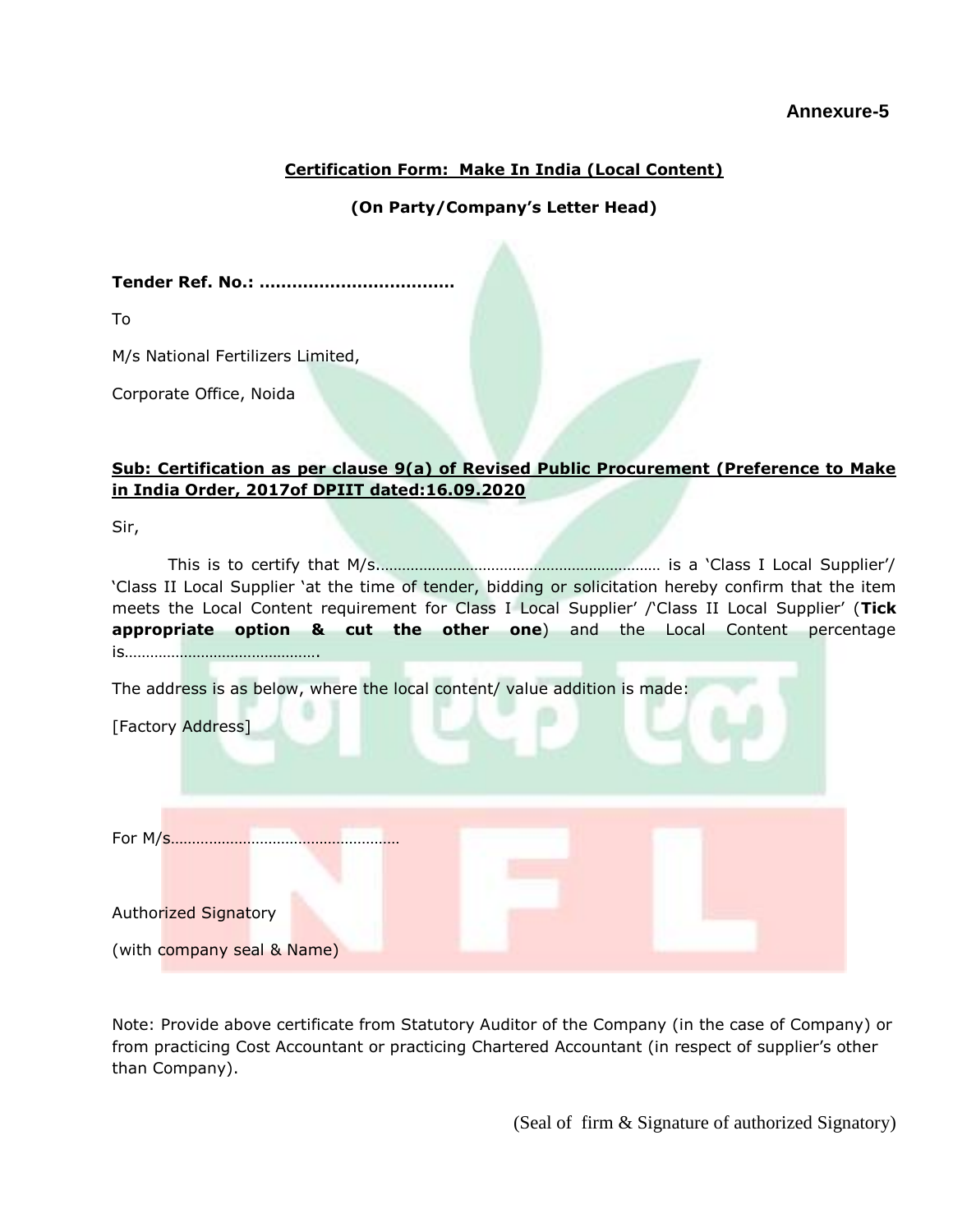**Annexure-5**

**Certification Form: Make In India (Local Content)**

**(On Party/Company's Letter Head)**

**Tender Ref. No.: ……………………………..**

To

M/s National Fertilizers Limited,

Corporate Office, Noida

**Sub: Certification as per clause 9(a) of Revised Public Procurement (Preference to Make in India Order, 2017of DPIIT dated:16.09.2020**

Sir,

This is to certify that M/s…………………………………………………………… is a 'Class I Local Supplier'/ 'Class II Local Supplier 'at the time of tender, bidding or solicitation hereby confirm that the item meets the Local Content requirement for Class I Local Supplier' /'Class II Local Supplier' (**Tick appropriate option & cut the other one**) and the Local Content percentage is……………………………………….

The address is as below, where the local content/ value addition is made:

[Factory Address]

For M/s………………………………………………

Authorized Signatory

(with company seal & Name)

Note: Provide above certificate from Statutory Auditor of the Company (in the case of Company) or from practicing Cost Accountant or practicing Chartered Accountant (in respect of supplier's other than Company).

(Seal of firm & Signature of authorized Signatory)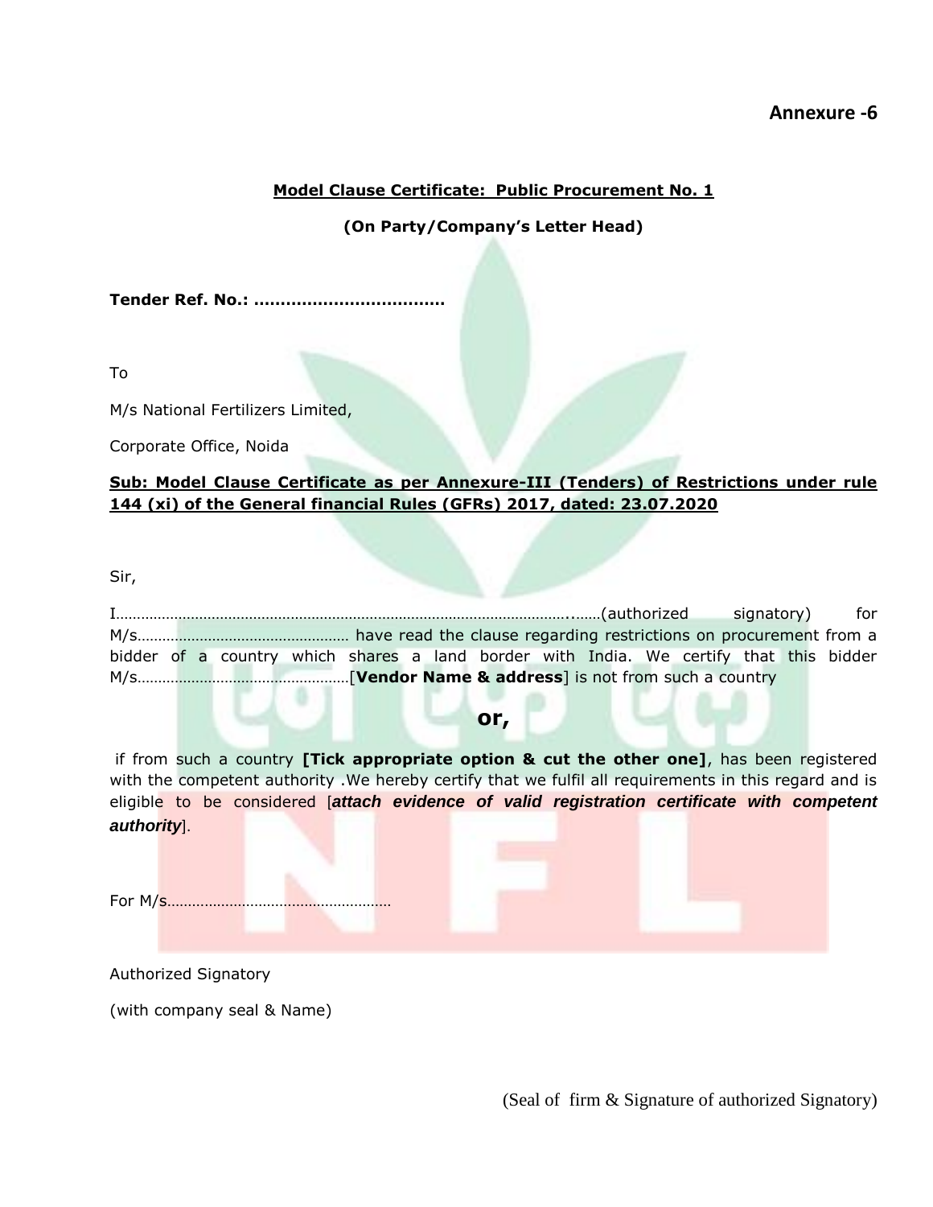**Annexure -6**

**Model Clause Certificate: Public Procurement No. 1**

**(On Party/Company's Letter Head)**

**Tender Ref. No.: ………………………………**

To

M/s National Fertilizers Limited,

Corporate Office, Noida

**Sub: Model Clause Certificate as per Annexure-III (Tenders) of Restrictions under rule 144 (xi) of the General financial Rules (GFRs) 2017, dated: 23.07.2020**

Sir,

I……………………………………………………………………………………………..……(authorized signatory) for M/s…………………………………………… have read the clause regarding restrictions on procurement from a bidder of a country which shares a land border with India. We certify that this bidder M/s……………………………………………[**Vendor Name & address**] is not from such a country

**or,**

if from such a country **[Tick appropriate option & cut the other one]**, has been registered with the competent authority .We hereby certify that we fulfil all requirements in this regard and is eligible to be considered [***attach evidence of valid registration certificate with competent authority***].

For M/s………………………………………………

Authorized Signatory

(with company seal & Name)

(Seal of firm & Signature of authorized Signatory)